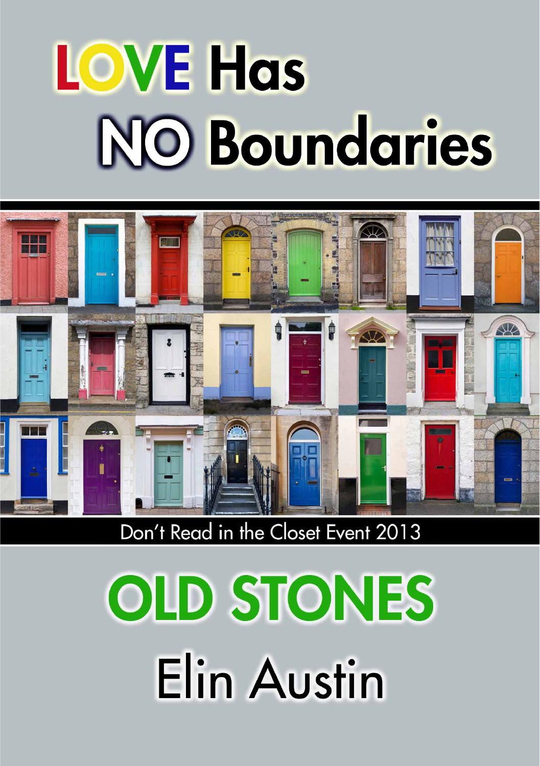# LOVE Has NO Boundaries

Don't Read in the Closet Event 2013

# OLD STONES

## Elin Austin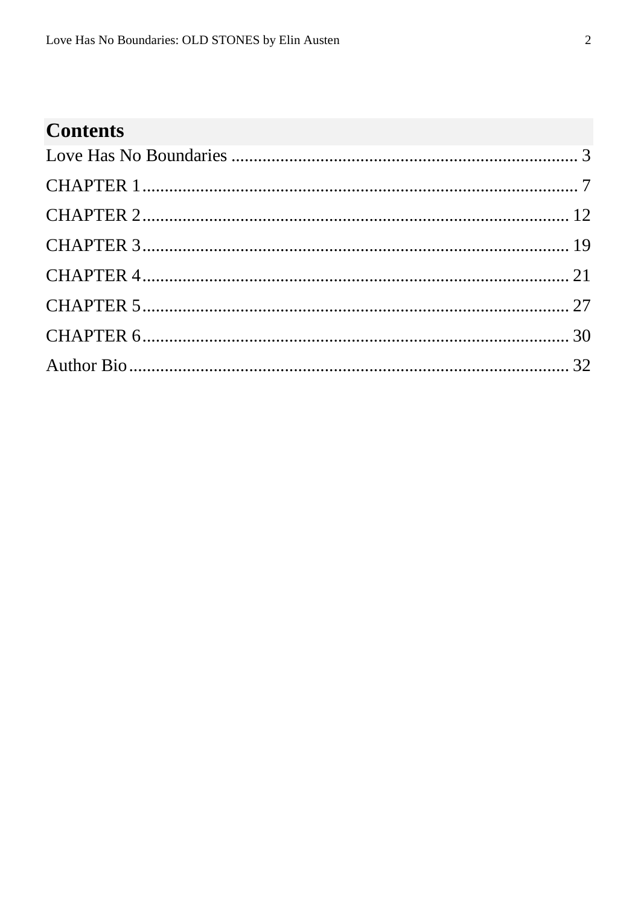## Contents

Love Has No Boundaries ............................................................................. 3

CHAPTER 1 ................................................................................................. 7

CHAPTER 2 ............................................................................................... 12

CHAPTER 3 ............................................................................................... 19

CHAPTER 4 ............................................................................................... 21

CHAPTER 5 ............................................................................................... 27

CHAPTER 6 ............................................................................................... 30

Author Bio .................................................................................................. 32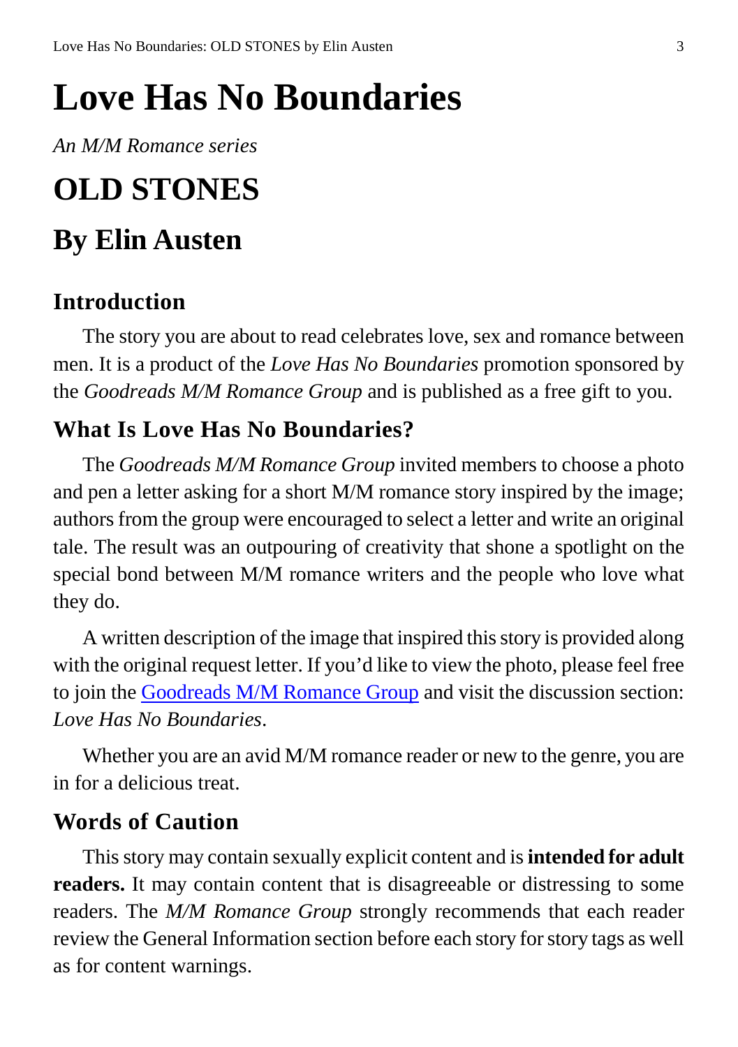# Love Has No Boundaries

*An M/M Romance series*

# OLD STONES

## By Elin Austen

### Introduction

The story you are about to read celebrates love, sex and romance between men. It is a product of the *Love Has No Boundaries* promotion sponsored by the *Goodreads M/M Romance Group* and is published as a free gift to you.

### What Is Love Has No Boundaries?

The *Goodreads M/M Romance Group* invited members to choose a photo and pen a letter asking for a short M/M romance story inspired by the image; authors from the group were encouraged to select a letter and write an original tale. The result was an outpouring of creativity that shone a spotlight on the special bond between M/M romance writers and the people who love what they do.

A written description of the image that inspired this story is provided along with the original request letter. If you'd like to view the photo, please feel free to join the [Goodreads M/M Romance Group](https://www.goodreads.com/group/show/20149-m-m-romance) and visit the discussion section: *Love Has No Boundaries*.

Whether you are an avid M/M romance reader or new to the genre, you are in for a delicious treat.

### Words of Caution

This story may contain sexually explicit content and is **intended for adult readers.** It may contain content that is disagreeable or distressing to some readers. The *M/M Romance Group* strongly recommends that each reader review the General Information section before each story for story tags as well as for content warnings.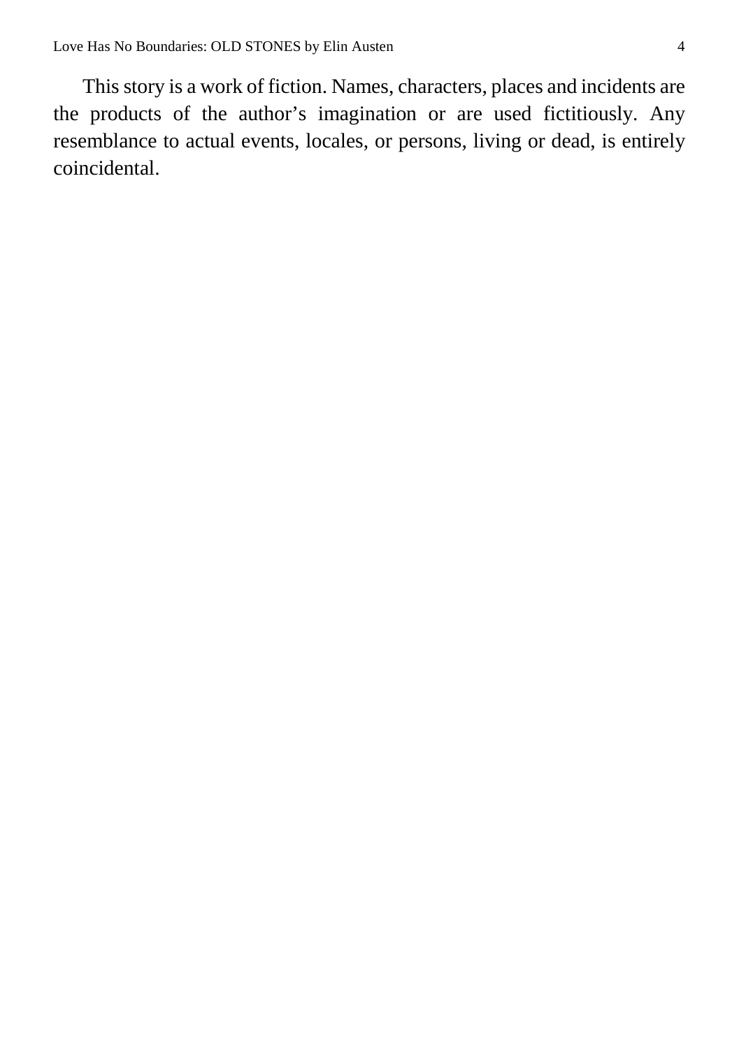This story is a work of fiction. Names, characters, places and incidents are the products of the author's imagination or are used fictitiously. Any resemblance to actual events, locales, or persons, living or dead, is entirely coincidental.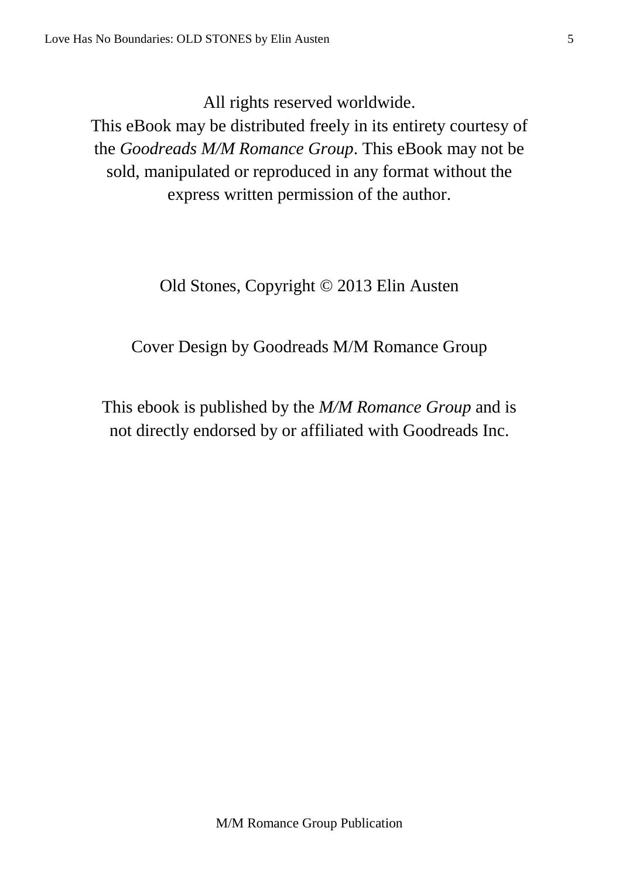All rights reserved worldwide.
This eBook may be distributed freely in its entirety courtesy of the *Goodreads M/M Romance Group*. This eBook may not be sold, manipulated or reproduced in any format without the express written permission of the author.

Old Stones, Copyright © 2013 Elin Austen

Cover Design by Goodreads M/M Romance Group

This ebook is published by the *M/M Romance Group* and is not directly endorsed by or affiliated with Goodreads Inc.

M/M Romance Group Publication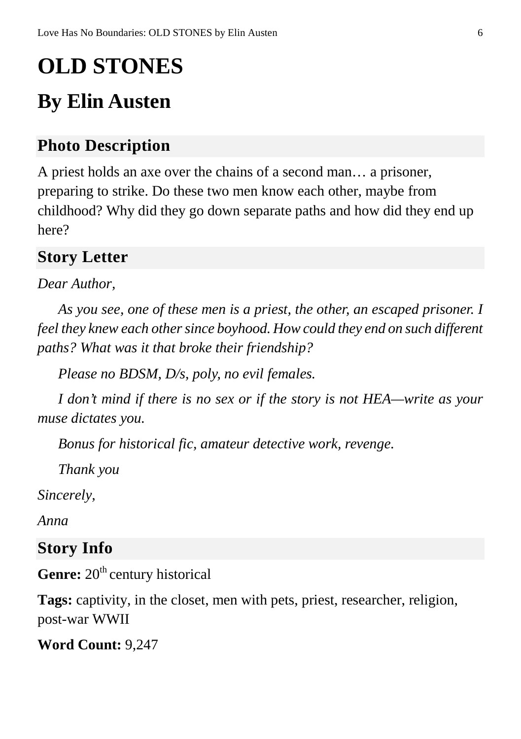# OLD STONES

## By Elin Austen

### Photo Description

A priest holds an axe over the chains of a second man… a prisoner, preparing to strike. Do these two men know each other, maybe from childhood? Why did they go down separate paths and how did they end up here?

### Story Letter

*Dear Author,*

*As you see, one of these men is a priest, the other, an escaped prisoner. I feel they knew each other since boyhood. How could they end on such different paths? What was it that broke their friendship?*

*Please no BDSM, D/s, poly, no evil females.*

*I don't mind if there is no sex or if the story is not HEA—write as your muse dictates you.*

*Bonus for historical fic, amateur detective work, revenge.*

*Thank you*

*Sincerely,*

*Anna*

### Story Info

**Genre:** 20th century historical

**Tags:** captivity, in the closet, men with pets, priest, researcher, religion, post-war WWII

**Word Count:** 9,247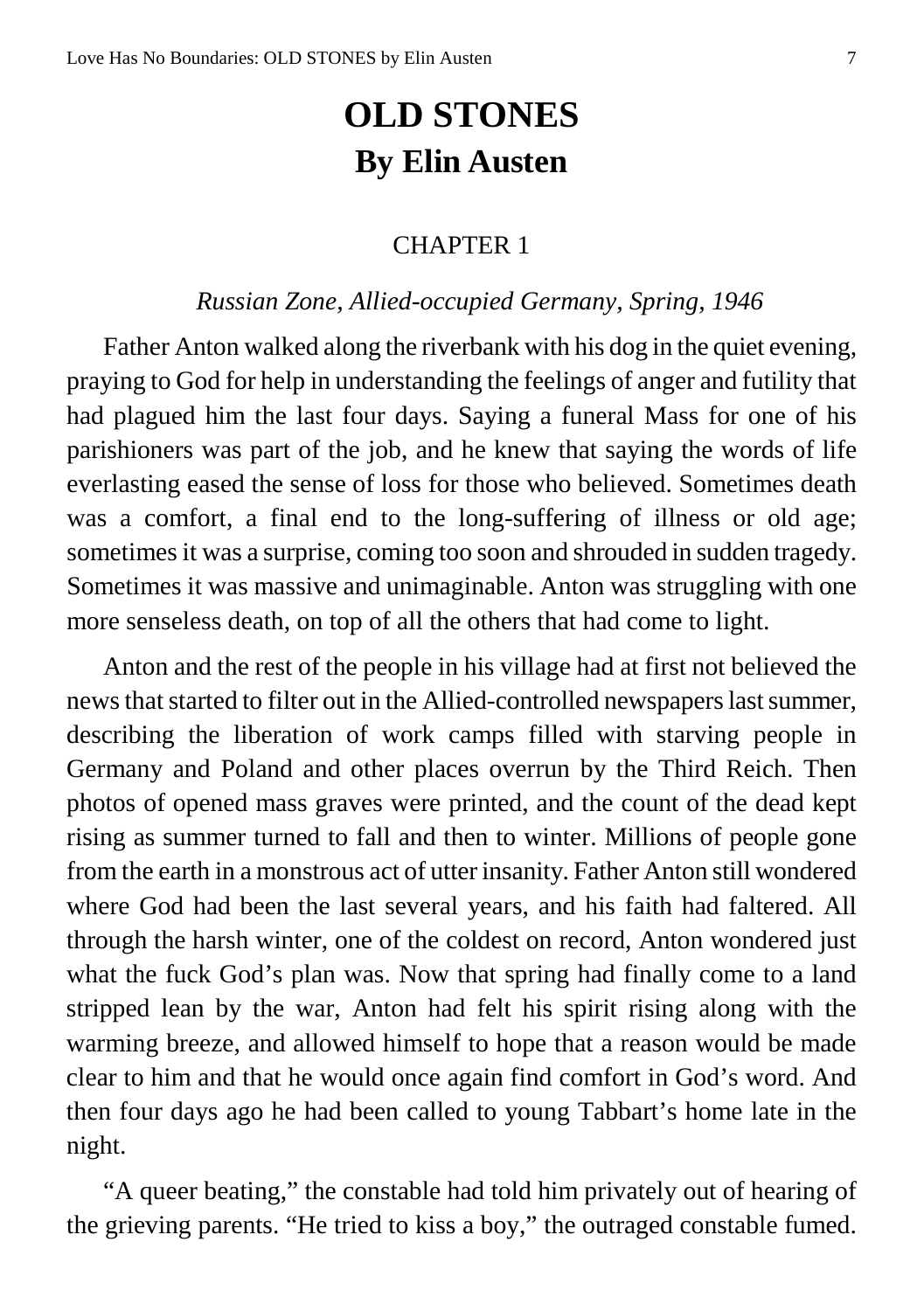# OLD STONES
## By Elin Austen

### CHAPTER 1

*Russian Zone, Allied-occupied Germany, Spring, 1946*

Father Anton walked along the riverbank with his dog in the quiet evening, praying to God for help in understanding the feelings of anger and futility that had plagued him the last four days. Saying a funeral Mass for one of his parishioners was part of the job, and he knew that saying the words of life everlasting eased the sense of loss for those who believed. Sometimes death was a comfort, a final end to the long-suffering of illness or old age; sometimes it was a surprise, coming too soon and shrouded in sudden tragedy. Sometimes it was massive and unimaginable. Anton was struggling with one more senseless death, on top of all the others that had come to light.

Anton and the rest of the people in his village had at first not believed the news that started to filter out in the Allied-controlled newspapers last summer, describing the liberation of work camps filled with starving people in Germany and Poland and other places overrun by the Third Reich. Then photos of opened mass graves were printed, and the count of the dead kept rising as summer turned to fall and then to winter. Millions of people gone from the earth in a monstrous act of utter insanity. Father Anton still wondered where God had been the last several years, and his faith had faltered. All through the harsh winter, one of the coldest on record, Anton wondered just what the fuck God's plan was. Now that spring had finally come to a land stripped lean by the war, Anton had felt his spirit rising along with the warming breeze, and allowed himself to hope that a reason would be made clear to him and that he would once again find comfort in God's word. And then four days ago he had been called to young Tabbart's home late in the night.

"A queer beating," the constable had told him privately out of hearing of the grieving parents. "He tried to kiss a boy," the outraged constable fumed.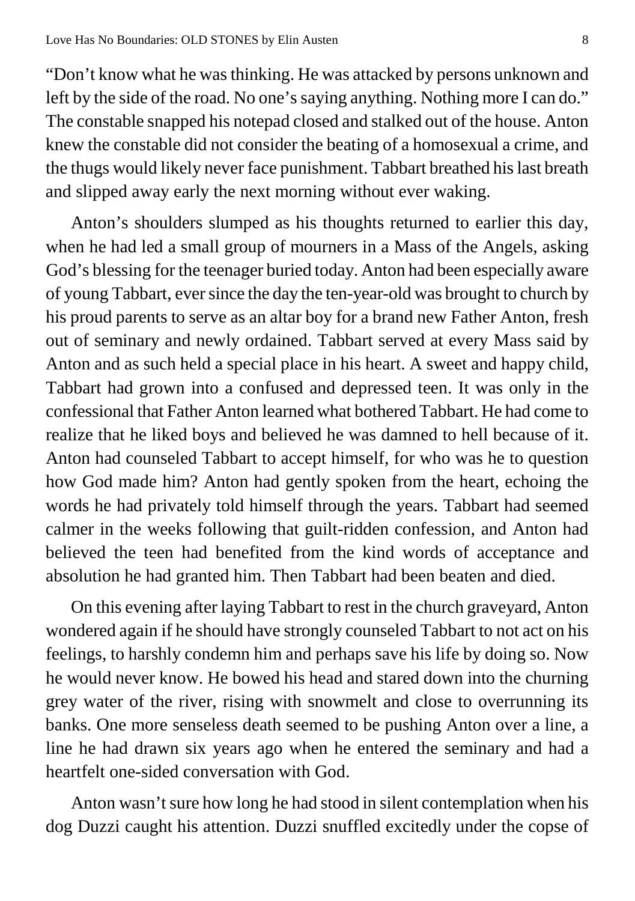"Don't know what he was thinking. He was attacked by persons unknown and left by the side of the road. No one's saying anything. Nothing more I can do." The constable snapped his notepad closed and stalked out of the house. Anton knew the constable did not consider the beating of a homosexual a crime, and the thugs would likely never face punishment. Tabbart breathed his last breath and slipped away early the next morning without ever waking.

Anton's shoulders slumped as his thoughts returned to earlier this day, when he had led a small group of mourners in a Mass of the Angels, asking God's blessing for the teenager buried today. Anton had been especially aware of young Tabbart, ever since the day the ten-year-old was brought to church by his proud parents to serve as an altar boy for a brand new Father Anton, fresh out of seminary and newly ordained. Tabbart served at every Mass said by Anton and as such held a special place in his heart. A sweet and happy child, Tabbart had grown into a confused and depressed teen. It was only in the confessional that Father Anton learned what bothered Tabbart. He had come to realize that he liked boys and believed he was damned to hell because of it. Anton had counseled Tabbart to accept himself, for who was he to question how God made him? Anton had gently spoken from the heart, echoing the words he had privately told himself through the years. Tabbart had seemed calmer in the weeks following that guilt-ridden confession, and Anton had believed the teen had benefited from the kind words of acceptance and absolution he had granted him. Then Tabbart had been beaten and died.

On this evening after laying Tabbart to rest in the church graveyard, Anton wondered again if he should have strongly counseled Tabbart to not act on his feelings, to harshly condemn him and perhaps save his life by doing so. Now he would never know. He bowed his head and stared down into the churning grey water of the river, rising with snowmelt and close to overrunning its banks. One more senseless death seemed to be pushing Anton over a line, a line he had drawn six years ago when he entered the seminary and had a heartfelt one-sided conversation with God.

Anton wasn't sure how long he had stood in silent contemplation when his dog Duzzi caught his attention. Duzzi snuffled excitedly under the copse of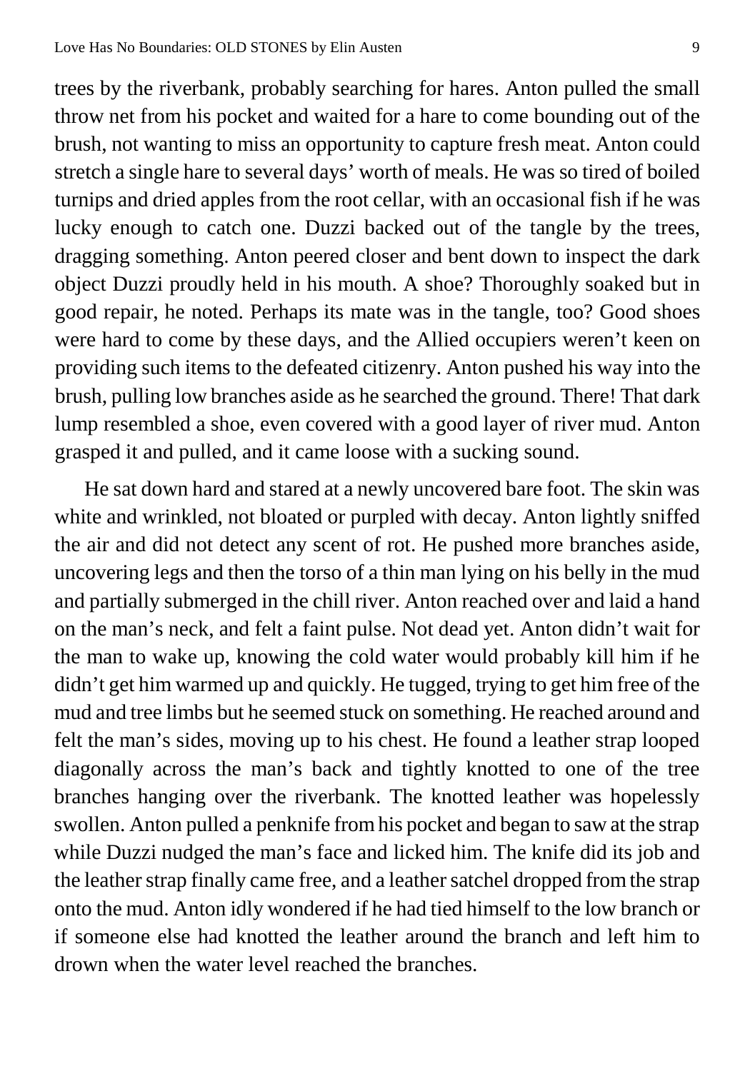trees by the riverbank, probably searching for hares. Anton pulled the small throw net from his pocket and waited for a hare to come bounding out of the brush, not wanting to miss an opportunity to capture fresh meat. Anton could stretch a single hare to several days' worth of meals. He was so tired of boiled turnips and dried apples from the root cellar, with an occasional fish if he was lucky enough to catch one. Duzzi backed out of the tangle by the trees, dragging something. Anton peered closer and bent down to inspect the dark object Duzzi proudly held in his mouth. A shoe? Thoroughly soaked but in good repair, he noted. Perhaps its mate was in the tangle, too? Good shoes were hard to come by these days, and the Allied occupiers weren't keen on providing such items to the defeated citizenry. Anton pushed his way into the brush, pulling low branches aside as he searched the ground. There! That dark lump resembled a shoe, even covered with a good layer of river mud. Anton grasped it and pulled, and it came loose with a sucking sound.

He sat down hard and stared at a newly uncovered bare foot. The skin was white and wrinkled, not bloated or purpled with decay. Anton lightly sniffed the air and did not detect any scent of rot. He pushed more branches aside, uncovering legs and then the torso of a thin man lying on his belly in the mud and partially submerged in the chill river. Anton reached over and laid a hand on the man's neck, and felt a faint pulse. Not dead yet. Anton didn't wait for the man to wake up, knowing the cold water would probably kill him if he didn't get him warmed up and quickly. He tugged, trying to get him free of the mud and tree limbs but he seemed stuck on something. He reached around and felt the man's sides, moving up to his chest. He found a leather strap looped diagonally across the man's back and tightly knotted to one of the tree branches hanging over the riverbank. The knotted leather was hopelessly swollen. Anton pulled a penknife from his pocket and began to saw at the strap while Duzzi nudged the man's face and licked him. The knife did its job and the leather strap finally came free, and a leather satchel dropped from the strap onto the mud. Anton idly wondered if he had tied himself to the low branch or if someone else had knotted the leather around the branch and left him to drown when the water level reached the branches.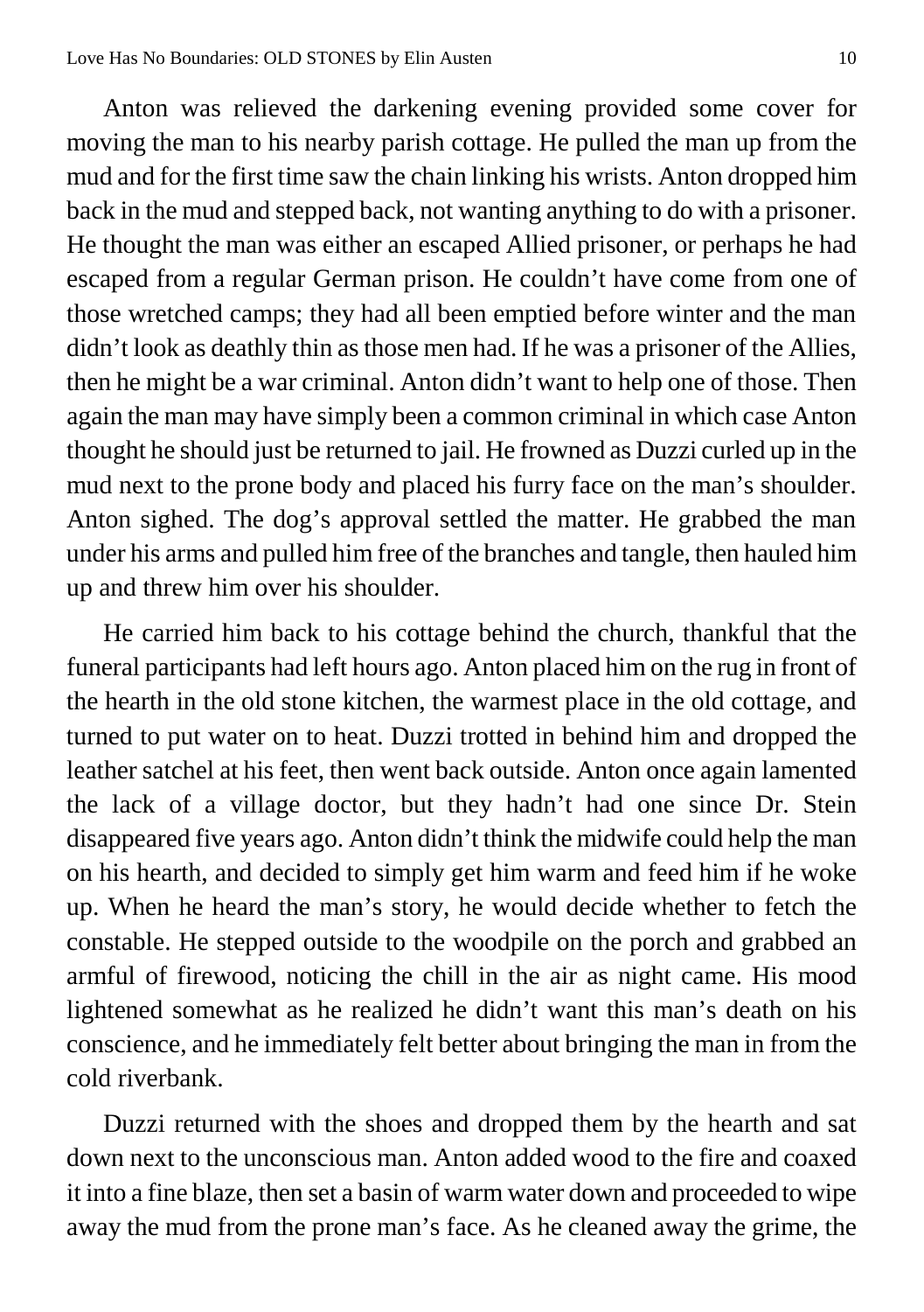Anton was relieved the darkening evening provided some cover for moving the man to his nearby parish cottage. He pulled the man up from the mud and for the first time saw the chain linking his wrists. Anton dropped him back in the mud and stepped back, not wanting anything to do with a prisoner. He thought the man was either an escaped Allied prisoner, or perhaps he had escaped from a regular German prison. He couldn't have come from one of those wretched camps; they had all been emptied before winter and the man didn't look as deathly thin as those men had. If he was a prisoner of the Allies, then he might be a war criminal. Anton didn't want to help one of those. Then again the man may have simply been a common criminal in which case Anton thought he should just be returned to jail. He frowned as Duzzi curled up in the mud next to the prone body and placed his furry face on the man's shoulder. Anton sighed. The dog's approval settled the matter. He grabbed the man under his arms and pulled him free of the branches and tangle, then hauled him up and threw him over his shoulder.

He carried him back to his cottage behind the church, thankful that the funeral participants had left hours ago. Anton placed him on the rug in front of the hearth in the old stone kitchen, the warmest place in the old cottage, and turned to put water on to heat. Duzzi trotted in behind him and dropped the leather satchel at his feet, then went back outside. Anton once again lamented the lack of a village doctor, but they hadn't had one since Dr. Stein disappeared five years ago. Anton didn't think the midwife could help the man on his hearth, and decided to simply get him warm and feed him if he woke up. When he heard the man's story, he would decide whether to fetch the constable. He stepped outside to the woodpile on the porch and grabbed an armful of firewood, noticing the chill in the air as night came. His mood lightened somewhat as he realized he didn't want this man's death on his conscience, and he immediately felt better about bringing the man in from the cold riverbank.

Duzzi returned with the shoes and dropped them by the hearth and sat down next to the unconscious man. Anton added wood to the fire and coaxed it into a fine blaze, then set a basin of warm water down and proceeded to wipe away the mud from the prone man's face. As he cleaned away the grime, the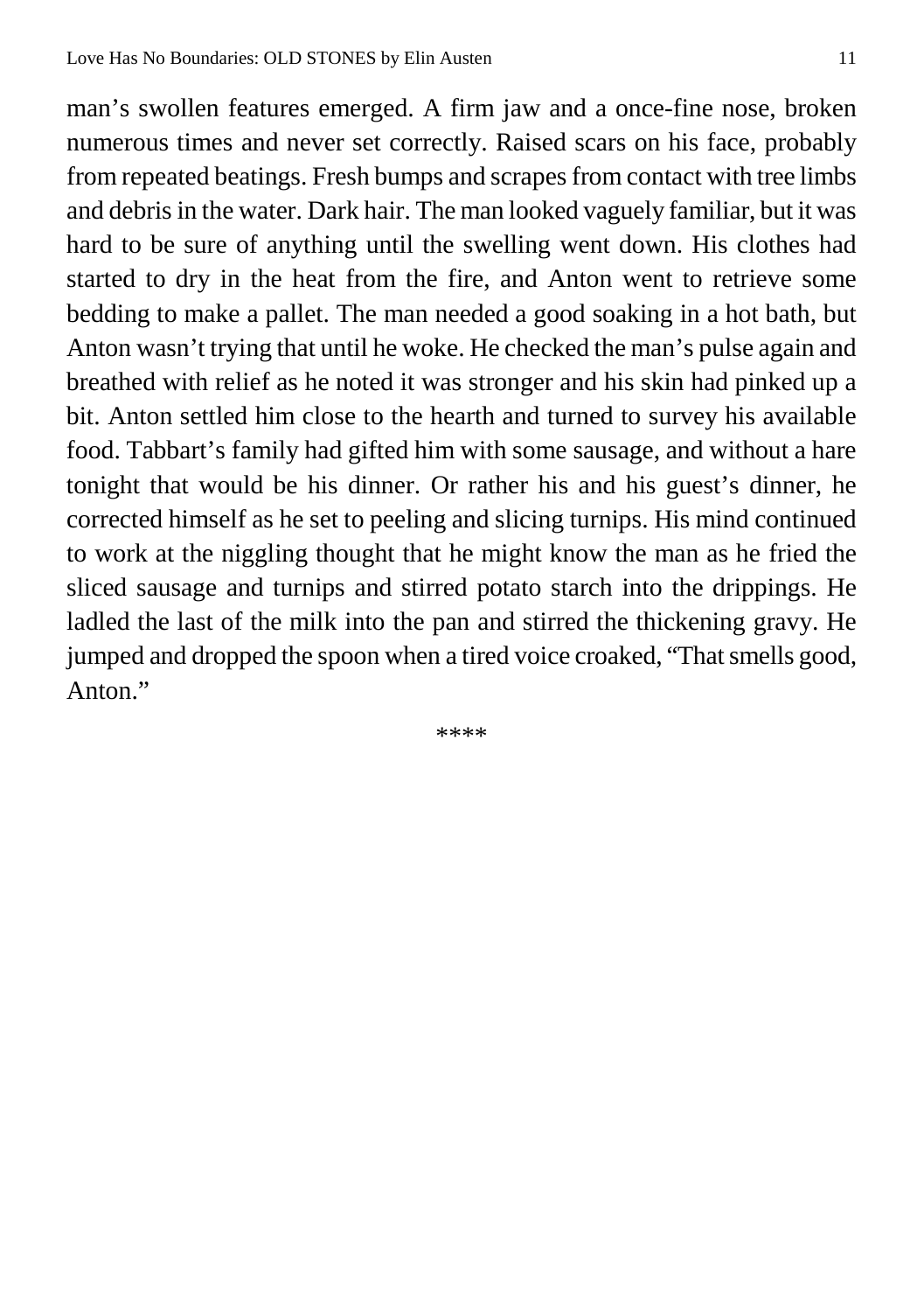man's swollen features emerged. A firm jaw and a once-fine nose, broken numerous times and never set correctly. Raised scars on his face, probably from repeated beatings. Fresh bumps and scrapes from contact with tree limbs and debris in the water. Dark hair. The man looked vaguely familiar, but it was hard to be sure of anything until the swelling went down. His clothes had started to dry in the heat from the fire, and Anton went to retrieve some bedding to make a pallet. The man needed a good soaking in a hot bath, but Anton wasn't trying that until he woke. He checked the man's pulse again and breathed with relief as he noted it was stronger and his skin had pinked up a bit. Anton settled him close to the hearth and turned to survey his available food. Tabbart's family had gifted him with some sausage, and without a hare tonight that would be his dinner. Or rather his and his guest's dinner, he corrected himself as he set to peeling and slicing turnips. His mind continued to work at the niggling thought that he might know the man as he fried the sliced sausage and turnips and stirred potato starch into the drippings. He ladled the last of the milk into the pan and stirred the thickening gravy. He jumped and dropped the spoon when a tired voice croaked, "That smells good, Anton."

****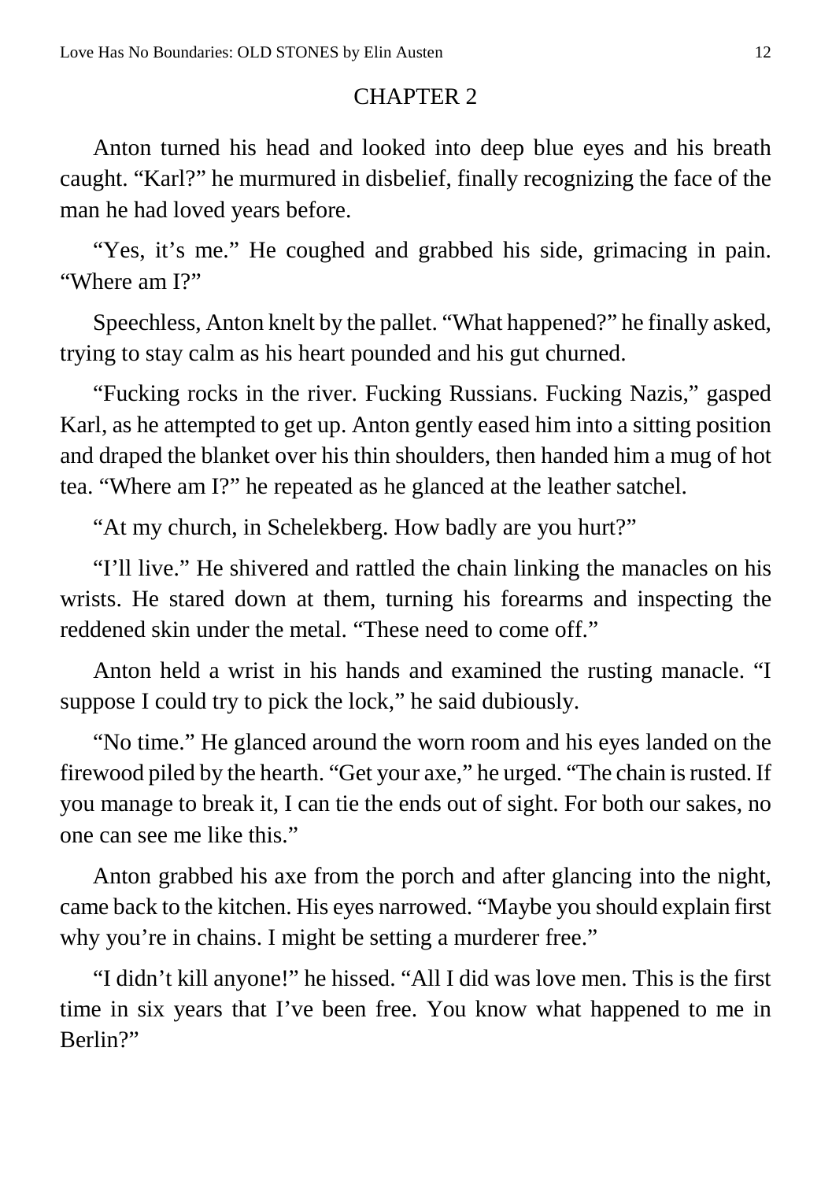## CHAPTER 2

Anton turned his head and looked into deep blue eyes and his breath caught. "Karl?" he murmured in disbelief, finally recognizing the face of the man he had loved years before.

"Yes, it's me." He coughed and grabbed his side, grimacing in pain. "Where am I?"

Speechless, Anton knelt by the pallet. "What happened?" he finally asked, trying to stay calm as his heart pounded and his gut churned.

"Fucking rocks in the river. Fucking Russians. Fucking Nazis," gasped Karl, as he attempted to get up. Anton gently eased him into a sitting position and draped the blanket over his thin shoulders, then handed him a mug of hot tea. "Where am I?" he repeated as he glanced at the leather satchel.

"At my church, in Schelekberg. How badly are you hurt?"

"I'll live." He shivered and rattled the chain linking the manacles on his wrists. He stared down at them, turning his forearms and inspecting the reddened skin under the metal. "These need to come off."

Anton held a wrist in his hands and examined the rusting manacle. "I suppose I could try to pick the lock," he said dubiously.

"No time." He glanced around the worn room and his eyes landed on the firewood piled by the hearth. "Get your axe," he urged. "The chain is rusted. If you manage to break it, I can tie the ends out of sight. For both our sakes, no one can see me like this."

Anton grabbed his axe from the porch and after glancing into the night, came back to the kitchen. His eyes narrowed. "Maybe you should explain first why you're in chains. I might be setting a murderer free."

"I didn't kill anyone!" he hissed. "All I did was love men. This is the first time in six years that I've been free. You know what happened to me in Berlin?"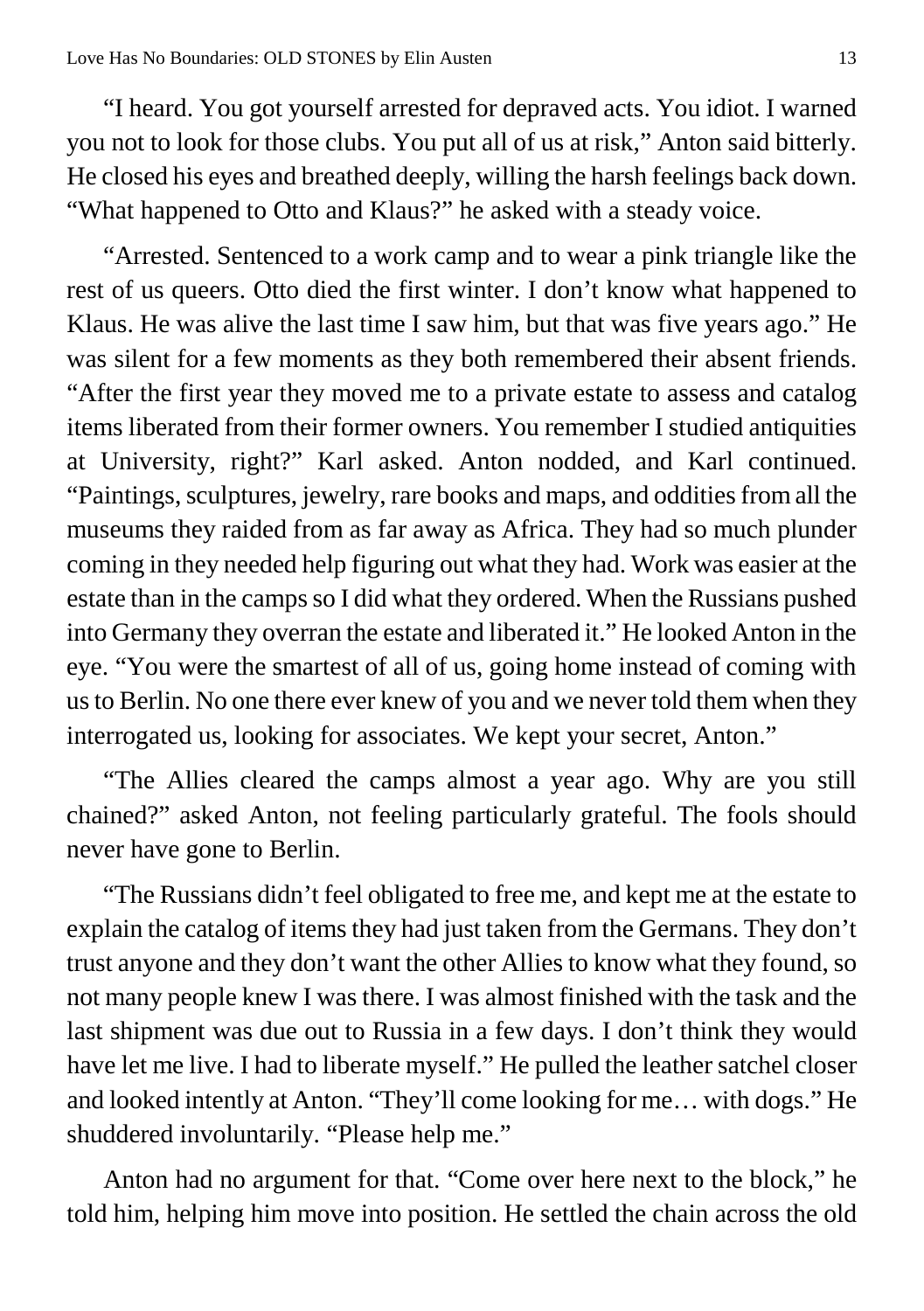"I heard. You got yourself arrested for depraved acts. You idiot. I warned you not to look for those clubs. You put all of us at risk," Anton said bitterly. He closed his eyes and breathed deeply, willing the harsh feelings back down. "What happened to Otto and Klaus?" he asked with a steady voice.

"Arrested. Sentenced to a work camp and to wear a pink triangle like the rest of us queers. Otto died the first winter. I don't know what happened to Klaus. He was alive the last time I saw him, but that was five years ago." He was silent for a few moments as they both remembered their absent friends. "After the first year they moved me to a private estate to assess and catalog items liberated from their former owners. You remember I studied antiquities at University, right?" Karl asked. Anton nodded, and Karl continued. "Paintings, sculptures, jewelry, rare books and maps, and oddities from all the museums they raided from as far away as Africa. They had so much plunder coming in they needed help figuring out what they had. Work was easier at the estate than in the camps so I did what they ordered. When the Russians pushed into Germany they overran the estate and liberated it." He looked Anton in the eye. "You were the smartest of all of us, going home instead of coming with us to Berlin. No one there ever knew of you and we never told them when they interrogated us, looking for associates. We kept your secret, Anton."

"The Allies cleared the camps almost a year ago. Why are you still chained?" asked Anton, not feeling particularly grateful. The fools should never have gone to Berlin.

"The Russians didn't feel obligated to free me, and kept me at the estate to explain the catalog of items they had just taken from the Germans. They don't trust anyone and they don't want the other Allies to know what they found, so not many people knew I was there. I was almost finished with the task and the last shipment was due out to Russia in a few days. I don't think they would have let me live. I had to liberate myself." He pulled the leather satchel closer and looked intently at Anton. "They'll come looking for me… with dogs." He shuddered involuntarily. "Please help me."

Anton had no argument for that. "Come over here next to the block," he told him, helping him move into position. He settled the chain across the old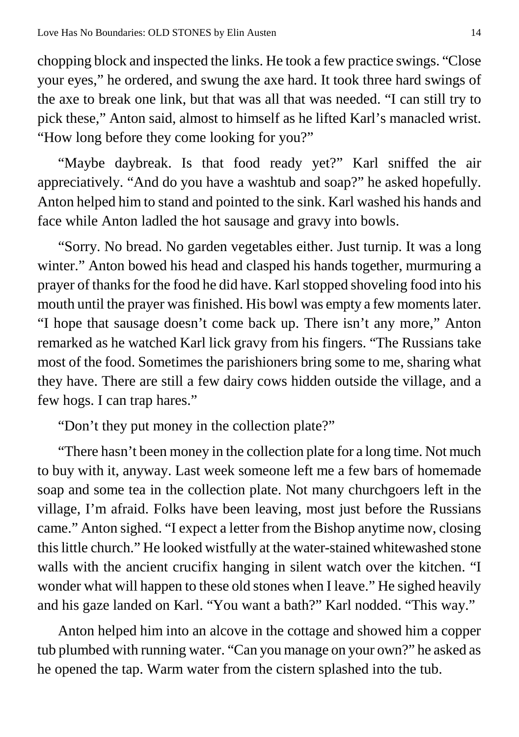chopping block and inspected the links. He took a few practice swings. "Close your eyes," he ordered, and swung the axe hard. It took three hard swings of the axe to break one link, but that was all that was needed. "I can still try to pick these," Anton said, almost to himself as he lifted Karl's manacled wrist. "How long before they come looking for you?"

"Maybe daybreak. Is that food ready yet?" Karl sniffed the air appreciatively. "And do you have a washtub and soap?" he asked hopefully. Anton helped him to stand and pointed to the sink. Karl washed his hands and face while Anton ladled the hot sausage and gravy into bowls.

"Sorry. No bread. No garden vegetables either. Just turnip. It was a long winter." Anton bowed his head and clasped his hands together, murmuring a prayer of thanks for the food he did have. Karl stopped shoveling food into his mouth until the prayer was finished. His bowl was empty a few moments later. "I hope that sausage doesn't come back up. There isn't any more," Anton remarked as he watched Karl lick gravy from his fingers. "The Russians take most of the food. Sometimes the parishioners bring some to me, sharing what they have. There are still a few dairy cows hidden outside the village, and a few hogs. I can trap hares."

"Don't they put money in the collection plate?"

"There hasn't been money in the collection plate for a long time. Not much to buy with it, anyway. Last week someone left me a few bars of homemade soap and some tea in the collection plate. Not many churchgoers left in the village, I'm afraid. Folks have been leaving, most just before the Russians came." Anton sighed. "I expect a letter from the Bishop anytime now, closing this little church." He looked wistfully at the water-stained whitewashed stone walls with the ancient crucifix hanging in silent watch over the kitchen. "I wonder what will happen to these old stones when I leave." He sighed heavily and his gaze landed on Karl. "You want a bath?" Karl nodded. "This way."

Anton helped him into an alcove in the cottage and showed him a copper tub plumbed with running water. "Can you manage on your own?" he asked as he opened the tap. Warm water from the cistern splashed into the tub.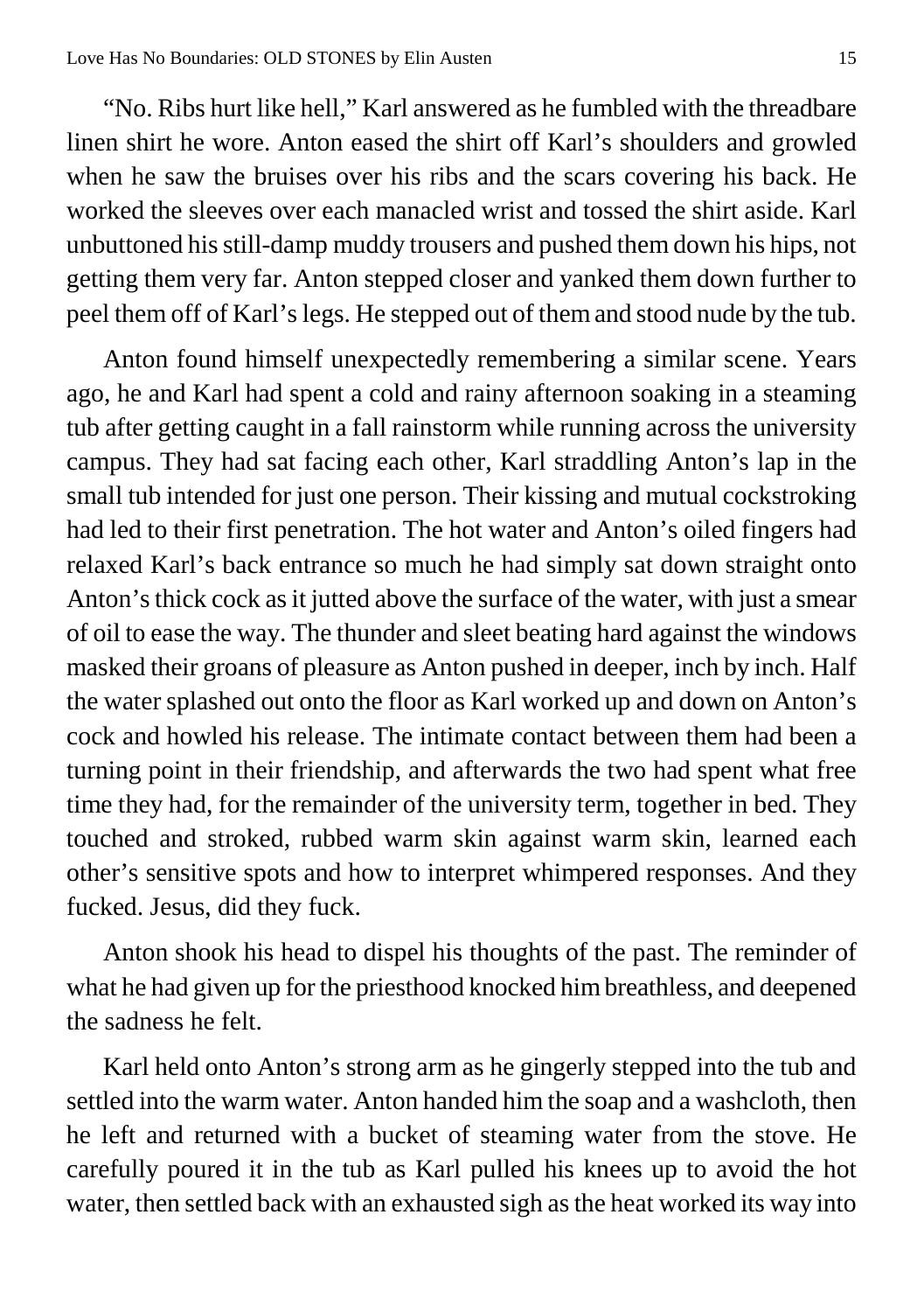"No. Ribs hurt like hell," Karl answered as he fumbled with the threadbare linen shirt he wore. Anton eased the shirt off Karl's shoulders and growled when he saw the bruises over his ribs and the scars covering his back. He worked the sleeves over each manacled wrist and tossed the shirt aside. Karl unbuttoned his still-damp muddy trousers and pushed them down his hips, not getting them very far. Anton stepped closer and yanked them down further to peel them off of Karl's legs. He stepped out of them and stood nude by the tub.

Anton found himself unexpectedly remembering a similar scene. Years ago, he and Karl had spent a cold and rainy afternoon soaking in a steaming tub after getting caught in a fall rainstorm while running across the university campus. They had sat facing each other, Karl straddling Anton's lap in the small tub intended for just one person. Their kissing and mutual cockstroking had led to their first penetration. The hot water and Anton's oiled fingers had relaxed Karl's back entrance so much he had simply sat down straight onto Anton's thick cock as it jutted above the surface of the water, with just a smear of oil to ease the way. The thunder and sleet beating hard against the windows masked their groans of pleasure as Anton pushed in deeper, inch by inch. Half the water splashed out onto the floor as Karl worked up and down on Anton's cock and howled his release. The intimate contact between them had been a turning point in their friendship, and afterwards the two had spent what free time they had, for the remainder of the university term, together in bed. They touched and stroked, rubbed warm skin against warm skin, learned each other's sensitive spots and how to interpret whimpered responses. And they fucked. Jesus, did they fuck.

Anton shook his head to dispel his thoughts of the past. The reminder of what he had given up for the priesthood knocked him breathless, and deepened the sadness he felt.

Karl held onto Anton's strong arm as he gingerly stepped into the tub and settled into the warm water. Anton handed him the soap and a washcloth, then he left and returned with a bucket of steaming water from the stove. He carefully poured it in the tub as Karl pulled his knees up to avoid the hot water, then settled back with an exhausted sigh as the heat worked its way into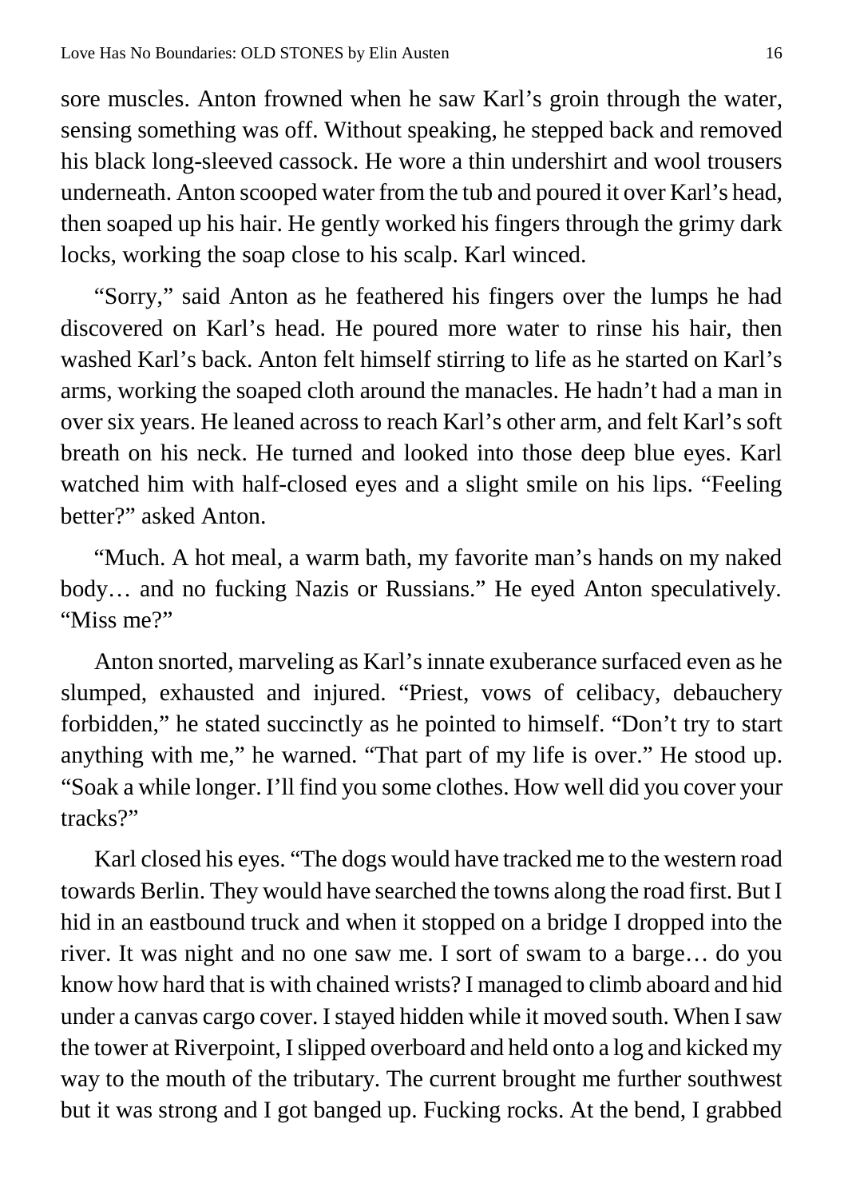sore muscles. Anton frowned when he saw Karl's groin through the water, sensing something was off. Without speaking, he stepped back and removed his black long-sleeved cassock. He wore a thin undershirt and wool trousers underneath. Anton scooped water from the tub and poured it over Karl's head, then soaped up his hair. He gently worked his fingers through the grimy dark locks, working the soap close to his scalp. Karl winced.

"Sorry," said Anton as he feathered his fingers over the lumps he had discovered on Karl's head. He poured more water to rinse his hair, then washed Karl's back. Anton felt himself stirring to life as he started on Karl's arms, working the soaped cloth around the manacles. He hadn't had a man in over six years. He leaned across to reach Karl's other arm, and felt Karl's soft breath on his neck. He turned and looked into those deep blue eyes. Karl watched him with half-closed eyes and a slight smile on his lips. "Feeling better?" asked Anton.

"Much. A hot meal, a warm bath, my favorite man's hands on my naked body… and no fucking Nazis or Russians." He eyed Anton speculatively. "Miss me?"

Anton snorted, marveling as Karl's innate exuberance surfaced even as he slumped, exhausted and injured. "Priest, vows of celibacy, debauchery forbidden," he stated succinctly as he pointed to himself. "Don't try to start anything with me," he warned. "That part of my life is over." He stood up. "Soak a while longer. I'll find you some clothes. How well did you cover your tracks?"

Karl closed his eyes. "The dogs would have tracked me to the western road towards Berlin. They would have searched the towns along the road first. But I hid in an eastbound truck and when it stopped on a bridge I dropped into the river. It was night and no one saw me. I sort of swam to a barge… do you know how hard that is with chained wrists? I managed to climb aboard and hid under a canvas cargo cover. I stayed hidden while it moved south. When I saw the tower at Riverpoint, I slipped overboard and held onto a log and kicked my way to the mouth of the tributary. The current brought me further southwest but it was strong and I got banged up. Fucking rocks. At the bend, I grabbed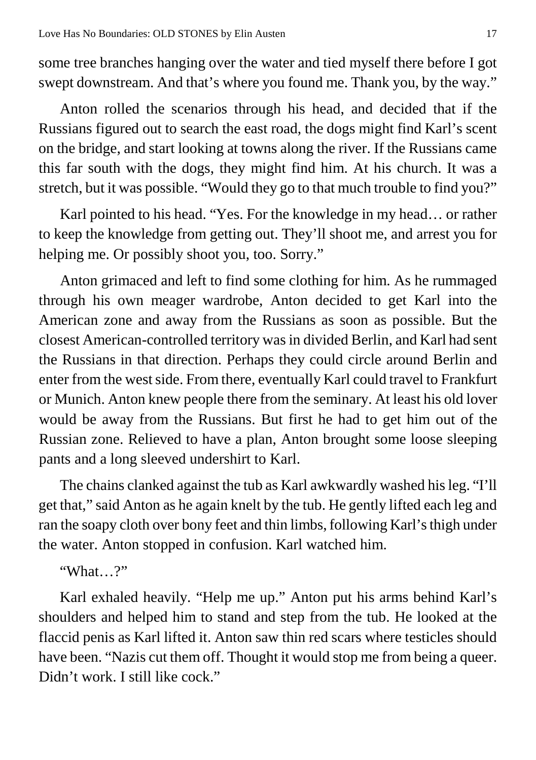some tree branches hanging over the water and tied myself there before I got swept downstream. And that's where you found me. Thank you, by the way."

Anton rolled the scenarios through his head, and decided that if the Russians figured out to search the east road, the dogs might find Karl's scent on the bridge, and start looking at towns along the river. If the Russians came this far south with the dogs, they might find him. At his church. It was a stretch, but it was possible. "Would they go to that much trouble to find you?"

Karl pointed to his head. "Yes. For the knowledge in my head… or rather to keep the knowledge from getting out. They'll shoot me, and arrest you for helping me. Or possibly shoot you, too. Sorry."

Anton grimaced and left to find some clothing for him. As he rummaged through his own meager wardrobe, Anton decided to get Karl into the American zone and away from the Russians as soon as possible. But the closest American-controlled territory was in divided Berlin, and Karl had sent the Russians in that direction. Perhaps they could circle around Berlin and enter from the west side. From there, eventually Karl could travel to Frankfurt or Munich. Anton knew people there from the seminary. At least his old lover would be away from the Russians. But first he had to get him out of the Russian zone. Relieved to have a plan, Anton brought some loose sleeping pants and a long sleeved undershirt to Karl.

The chains clanked against the tub as Karl awkwardly washed his leg. "I'll get that," said Anton as he again knelt by the tub. He gently lifted each leg and ran the soapy cloth over bony feet and thin limbs, following Karl's thigh under the water. Anton stopped in confusion. Karl watched him.

"What…?"

Karl exhaled heavily. "Help me up." Anton put his arms behind Karl's shoulders and helped him to stand and step from the tub. He looked at the flaccid penis as Karl lifted it. Anton saw thin red scars where testicles should have been. "Nazis cut them off. Thought it would stop me from being a queer. Didn't work. I still like cock."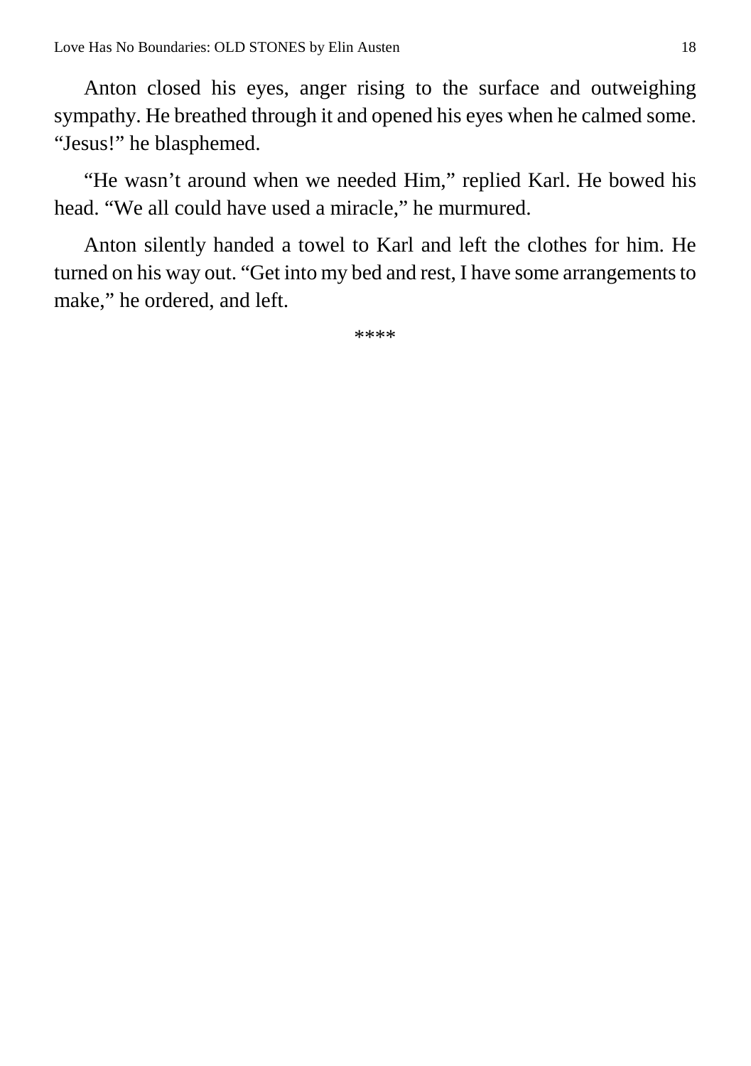Anton closed his eyes, anger rising to the surface and outweighing sympathy. He breathed through it and opened his eyes when he calmed some. “Jesus!” he blasphemed.

“He wasn’t around when we needed Him,” replied Karl. He bowed his head. “We all could have used a miracle,” he murmured.

Anton silently handed a towel to Karl and left the clothes for him. He turned on his way out. “Get into my bed and rest, I have some arrangements to make,” he ordered, and left.

****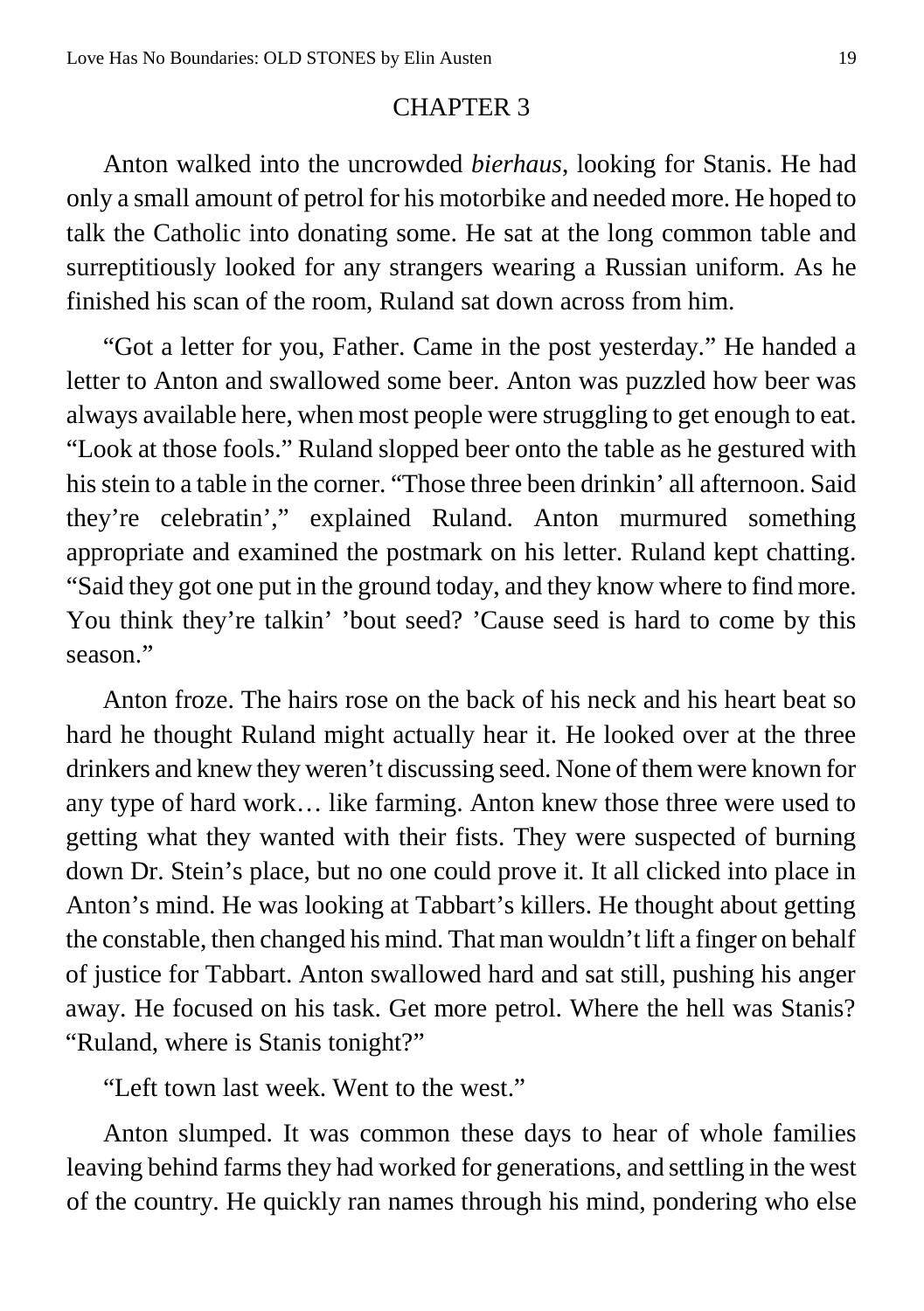## CHAPTER 3

Anton walked into the uncrowded *bierhaus*, looking for Stanis. He had only a small amount of petrol for his motorbike and needed more. He hoped to talk the Catholic into donating some. He sat at the long common table and surreptitiously looked for any strangers wearing a Russian uniform. As he finished his scan of the room, Ruland sat down across from him.

"Got a letter for you, Father. Came in the post yesterday." He handed a letter to Anton and swallowed some beer. Anton was puzzled how beer was always available here, when most people were struggling to get enough to eat. "Look at those fools." Ruland slopped beer onto the table as he gestured with his stein to a table in the corner. "Those three been drinkin' all afternoon. Said they're celebratin'," explained Ruland. Anton murmured something appropriate and examined the postmark on his letter. Ruland kept chatting. "Said they got one put in the ground today, and they know where to find more. You think they're talkin' 'bout seed? 'Cause seed is hard to come by this season."

Anton froze. The hairs rose on the back of his neck and his heart beat so hard he thought Ruland might actually hear it. He looked over at the three drinkers and knew they weren't discussing seed. None of them were known for any type of hard work… like farming. Anton knew those three were used to getting what they wanted with their fists. They were suspected of burning down Dr. Stein's place, but no one could prove it. It all clicked into place in Anton's mind. He was looking at Tabbart's killers. He thought about getting the constable, then changed his mind. That man wouldn't lift a finger on behalf of justice for Tabbart. Anton swallowed hard and sat still, pushing his anger away. He focused on his task. Get more petrol. Where the hell was Stanis? "Ruland, where is Stanis tonight?"

"Left town last week. Went to the west."

Anton slumped. It was common these days to hear of whole families leaving behind farms they had worked for generations, and settling in the west of the country. He quickly ran names through his mind, pondering who else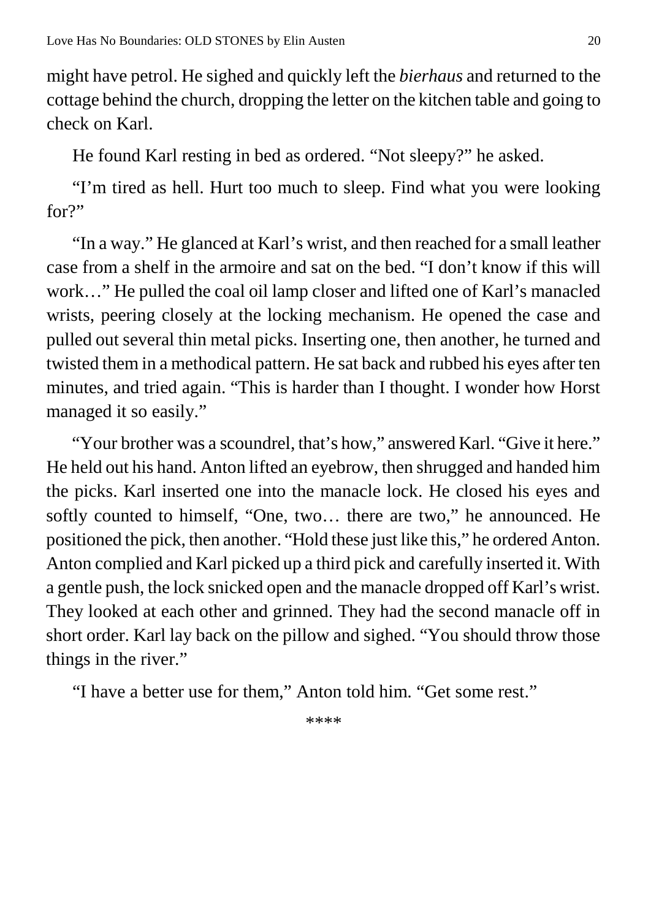might have petrol. He sighed and quickly left the *bierhaus* and returned to the cottage behind the church, dropping the letter on the kitchen table and going to check on Karl.

He found Karl resting in bed as ordered. "Not sleepy?" he asked.

"I'm tired as hell. Hurt too much to sleep. Find what you were looking for?"

"In a way." He glanced at Karl's wrist, and then reached for a small leather case from a shelf in the armoire and sat on the bed. "I don't know if this will work…" He pulled the coal oil lamp closer and lifted one of Karl's manacled wrists, peering closely at the locking mechanism. He opened the case and pulled out several thin metal picks. Inserting one, then another, he turned and twisted them in a methodical pattern. He sat back and rubbed his eyes after ten minutes, and tried again. "This is harder than I thought. I wonder how Horst managed it so easily."

"Your brother was a scoundrel, that's how," answered Karl. "Give it here." He held out his hand. Anton lifted an eyebrow, then shrugged and handed him the picks. Karl inserted one into the manacle lock. He closed his eyes and softly counted to himself, "One, two… there are two," he announced. He positioned the pick, then another. "Hold these just like this," he ordered Anton. Anton complied and Karl picked up a third pick and carefully inserted it. With a gentle push, the lock snicked open and the manacle dropped off Karl's wrist. They looked at each other and grinned. They had the second manacle off in short order. Karl lay back on the pillow and sighed. "You should throw those things in the river."

"I have a better use for them," Anton told him. "Get some rest."

****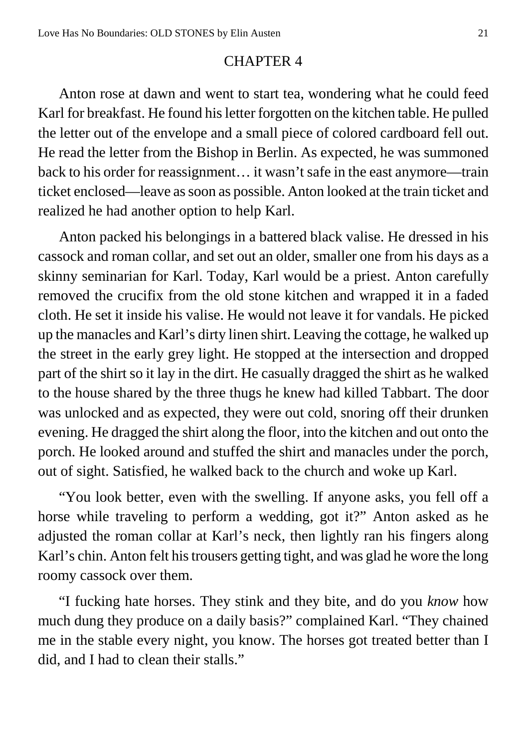## CHAPTER 4

Anton rose at dawn and went to start tea, wondering what he could feed Karl for breakfast. He found his letter forgotten on the kitchen table. He pulled the letter out of the envelope and a small piece of colored cardboard fell out. He read the letter from the Bishop in Berlin. As expected, he was summoned back to his order for reassignment… it wasn't safe in the east anymore—train ticket enclosed—leave as soon as possible. Anton looked at the train ticket and realized he had another option to help Karl.

Anton packed his belongings in a battered black valise. He dressed in his cassock and roman collar, and set out an older, smaller one from his days as a skinny seminarian for Karl. Today, Karl would be a priest. Anton carefully removed the crucifix from the old stone kitchen and wrapped it in a faded cloth. He set it inside his valise. He would not leave it for vandals. He picked up the manacles and Karl's dirty linen shirt. Leaving the cottage, he walked up the street in the early grey light. He stopped at the intersection and dropped part of the shirt so it lay in the dirt. He casually dragged the shirt as he walked to the house shared by the three thugs he knew had killed Tabbart. The door was unlocked and as expected, they were out cold, snoring off their drunken evening. He dragged the shirt along the floor, into the kitchen and out onto the porch. He looked around and stuffed the shirt and manacles under the porch, out of sight. Satisfied, he walked back to the church and woke up Karl.

"You look better, even with the swelling. If anyone asks, you fell off a horse while traveling to perform a wedding, got it?" Anton asked as he adjusted the roman collar at Karl's neck, then lightly ran his fingers along Karl's chin. Anton felt his trousers getting tight, and was glad he wore the long roomy cassock over them.

"I fucking hate horses. They stink and they bite, and do you *know* how much dung they produce on a daily basis?" complained Karl. "They chained me in the stable every night, you know. The horses got treated better than I did, and I had to clean their stalls."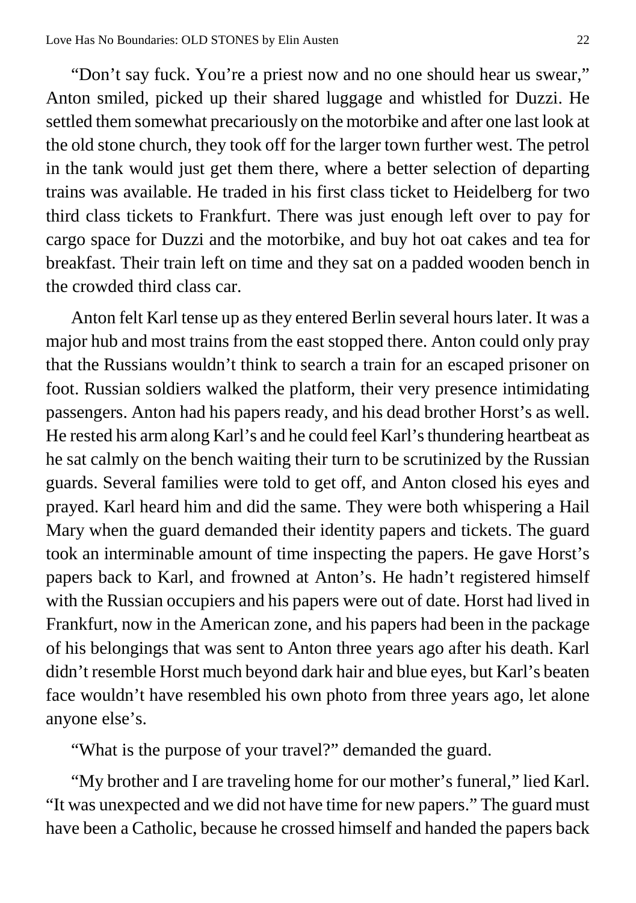"Don't say fuck. You're a priest now and no one should hear us swear," Anton smiled, picked up their shared luggage and whistled for Duzzi. He settled them somewhat precariously on the motorbike and after one last look at the old stone church, they took off for the larger town further west. The petrol in the tank would just get them there, where a better selection of departing trains was available. He traded in his first class ticket to Heidelberg for two third class tickets to Frankfurt. There was just enough left over to pay for cargo space for Duzzi and the motorbike, and buy hot oat cakes and tea for breakfast. Their train left on time and they sat on a padded wooden bench in the crowded third class car.

Anton felt Karl tense up as they entered Berlin several hours later. It was a major hub and most trains from the east stopped there. Anton could only pray that the Russians wouldn't think to search a train for an escaped prisoner on foot. Russian soldiers walked the platform, their very presence intimidating passengers. Anton had his papers ready, and his dead brother Horst's as well. He rested his arm along Karl's and he could feel Karl's thundering heartbeat as he sat calmly on the bench waiting their turn to be scrutinized by the Russian guards. Several families were told to get off, and Anton closed his eyes and prayed. Karl heard him and did the same. They were both whispering a Hail Mary when the guard demanded their identity papers and tickets. The guard took an interminable amount of time inspecting the papers. He gave Horst's papers back to Karl, and frowned at Anton's. He hadn't registered himself with the Russian occupiers and his papers were out of date. Horst had lived in Frankfurt, now in the American zone, and his papers had been in the package of his belongings that was sent to Anton three years ago after his death. Karl didn't resemble Horst much beyond dark hair and blue eyes, but Karl's beaten face wouldn't have resembled his own photo from three years ago, let alone anyone else's.

"What is the purpose of your travel?" demanded the guard.

"My brother and I are traveling home for our mother's funeral," lied Karl. "It was unexpected and we did not have time for new papers." The guard must have been a Catholic, because he crossed himself and handed the papers back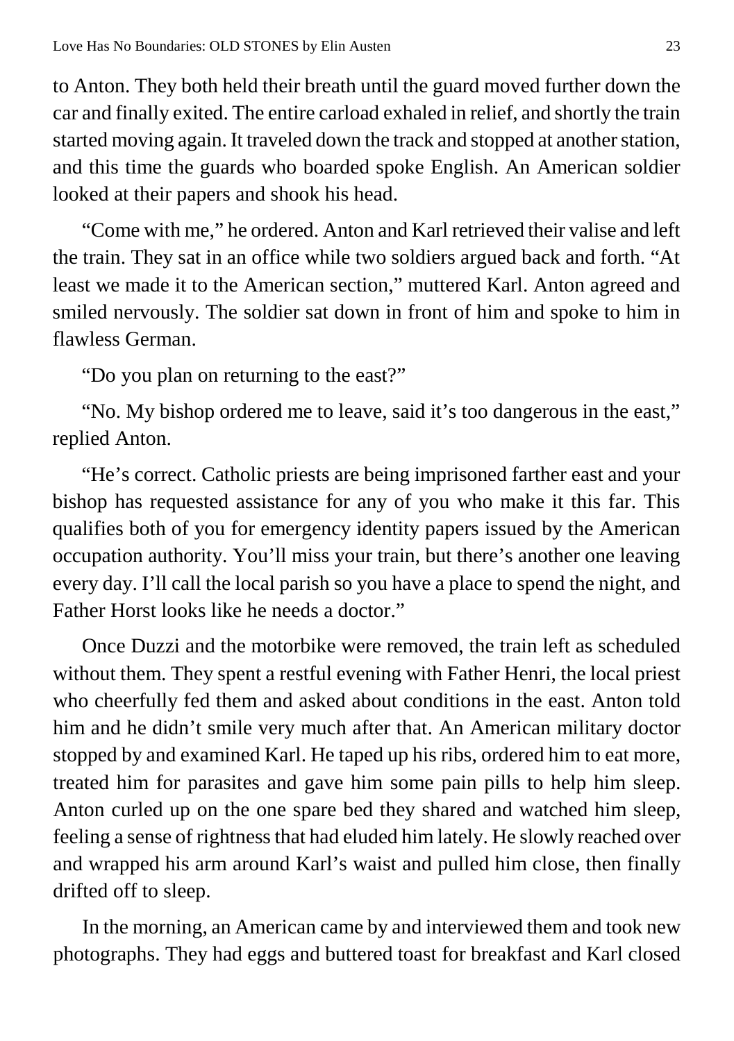to Anton. They both held their breath until the guard moved further down the car and finally exited. The entire carload exhaled in relief, and shortly the train started moving again. It traveled down the track and stopped at another station, and this time the guards who boarded spoke English. An American soldier looked at their papers and shook his head.

"Come with me," he ordered. Anton and Karl retrieved their valise and left the train. They sat in an office while two soldiers argued back and forth. "At least we made it to the American section," muttered Karl. Anton agreed and smiled nervously. The soldier sat down in front of him and spoke to him in flawless German.

"Do you plan on returning to the east?"

"No. My bishop ordered me to leave, said it's too dangerous in the east," replied Anton.

"He's correct. Catholic priests are being imprisoned farther east and your bishop has requested assistance for any of you who make it this far. This qualifies both of you for emergency identity papers issued by the American occupation authority. You'll miss your train, but there's another one leaving every day. I'll call the local parish so you have a place to spend the night, and Father Horst looks like he needs a doctor."

Once Duzzi and the motorbike were removed, the train left as scheduled without them. They spent a restful evening with Father Henri, the local priest who cheerfully fed them and asked about conditions in the east. Anton told him and he didn't smile very much after that. An American military doctor stopped by and examined Karl. He taped up his ribs, ordered him to eat more, treated him for parasites and gave him some pain pills to help him sleep. Anton curled up on the one spare bed they shared and watched him sleep, feeling a sense of rightness that had eluded him lately. He slowly reached over and wrapped his arm around Karl's waist and pulled him close, then finally drifted off to sleep.

In the morning, an American came by and interviewed them and took new photographs. They had eggs and buttered toast for breakfast and Karl closed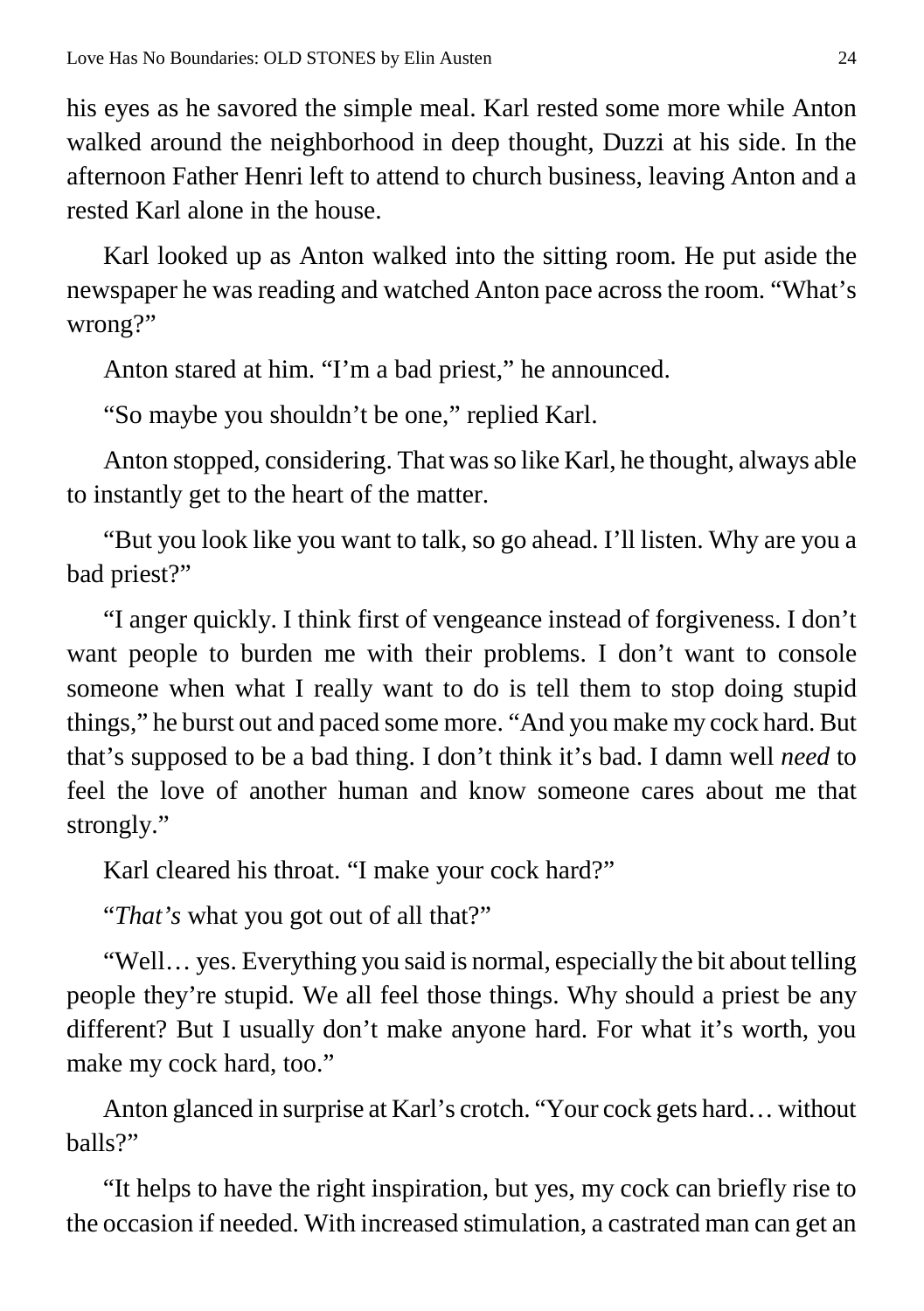his eyes as he savored the simple meal. Karl rested some more while Anton walked around the neighborhood in deep thought, Duzzi at his side. In the afternoon Father Henri left to attend to church business, leaving Anton and a rested Karl alone in the house.

Karl looked up as Anton walked into the sitting room. He put aside the newspaper he was reading and watched Anton pace across the room. "What's wrong?"

Anton stared at him. "I'm a bad priest," he announced.

"So maybe you shouldn't be one," replied Karl.

Anton stopped, considering. That was so like Karl, he thought, always able to instantly get to the heart of the matter.

"But you look like you want to talk, so go ahead. I'll listen. Why are you a bad priest?"

"I anger quickly. I think first of vengeance instead of forgiveness. I don't want people to burden me with their problems. I don't want to console someone when what I really want to do is tell them to stop doing stupid things," he burst out and paced some more. "And you make my cock hard. But that's supposed to be a bad thing. I don't think it's bad. I damn well *need* to feel the love of another human and know someone cares about me that strongly."

Karl cleared his throat. "I make your cock hard?"

"*That's* what you got out of all that?"

"Well… yes. Everything you said is normal, especially the bit about telling people they're stupid. We all feel those things. Why should a priest be any different? But I usually don't make anyone hard. For what it's worth, you make my cock hard, too."

Anton glanced in surprise at Karl's crotch. "Your cock gets hard… without balls?"

"It helps to have the right inspiration, but yes, my cock can briefly rise to the occasion if needed. With increased stimulation, a castrated man can get an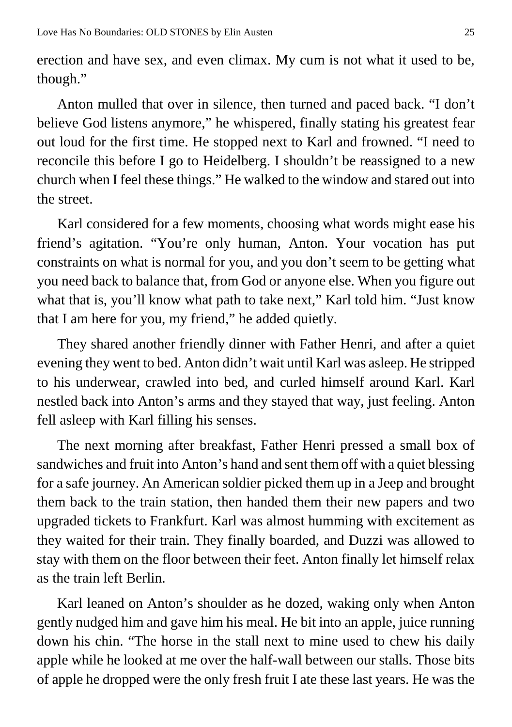erection and have sex, and even climax. My cum is not what it used to be, though."

Anton mulled that over in silence, then turned and paced back. "I don't believe God listens anymore," he whispered, finally stating his greatest fear out loud for the first time. He stopped next to Karl and frowned. "I need to reconcile this before I go to Heidelberg. I shouldn't be reassigned to a new church when I feel these things." He walked to the window and stared out into the street.

Karl considered for a few moments, choosing what words might ease his friend's agitation. "You're only human, Anton. Your vocation has put constraints on what is normal for you, and you don't seem to be getting what you need back to balance that, from God or anyone else. When you figure out what that is, you'll know what path to take next," Karl told him. "Just know that I am here for you, my friend," he added quietly.

They shared another friendly dinner with Father Henri, and after a quiet evening they went to bed. Anton didn't wait until Karl was asleep. He stripped to his underwear, crawled into bed, and curled himself around Karl. Karl nestled back into Anton's arms and they stayed that way, just feeling. Anton fell asleep with Karl filling his senses.

The next morning after breakfast, Father Henri pressed a small box of sandwiches and fruit into Anton's hand and sent them off with a quiet blessing for a safe journey. An American soldier picked them up in a Jeep and brought them back to the train station, then handed them their new papers and two upgraded tickets to Frankfurt. Karl was almost humming with excitement as they waited for their train. They finally boarded, and Duzzi was allowed to stay with them on the floor between their feet. Anton finally let himself relax as the train left Berlin.

Karl leaned on Anton's shoulder as he dozed, waking only when Anton gently nudged him and gave him his meal. He bit into an apple, juice running down his chin. "The horse in the stall next to mine used to chew his daily apple while he looked at me over the half-wall between our stalls. Those bits of apple he dropped were the only fresh fruit I ate these last years. He was the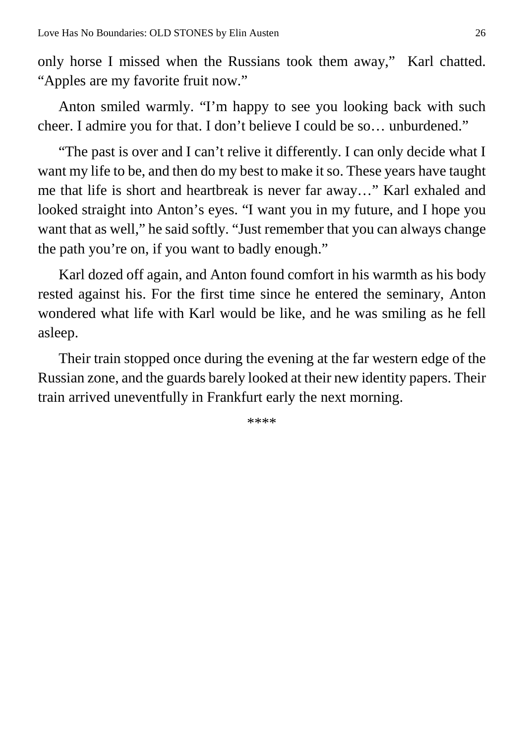only horse I missed when the Russians took them away,"  Karl chatted. "Apples are my favorite fruit now."

Anton smiled warmly. "I'm happy to see you looking back with such cheer. I admire you for that. I don't believe I could be so… unburdened."

"The past is over and I can't relive it differently. I can only decide what I want my life to be, and then do my best to make it so. These years have taught me that life is short and heartbreak is never far away…" Karl exhaled and looked straight into Anton's eyes. "I want you in my future, and I hope you want that as well," he said softly. "Just remember that you can always change the path you're on, if you want to badly enough."

Karl dozed off again, and Anton found comfort in his warmth as his body rested against his. For the first time since he entered the seminary, Anton wondered what life with Karl would be like, and he was smiling as he fell asleep.

Their train stopped once during the evening at the far western edge of the Russian zone, and the guards barely looked at their new identity papers. Their train arrived uneventfully in Frankfurt early the next morning.

****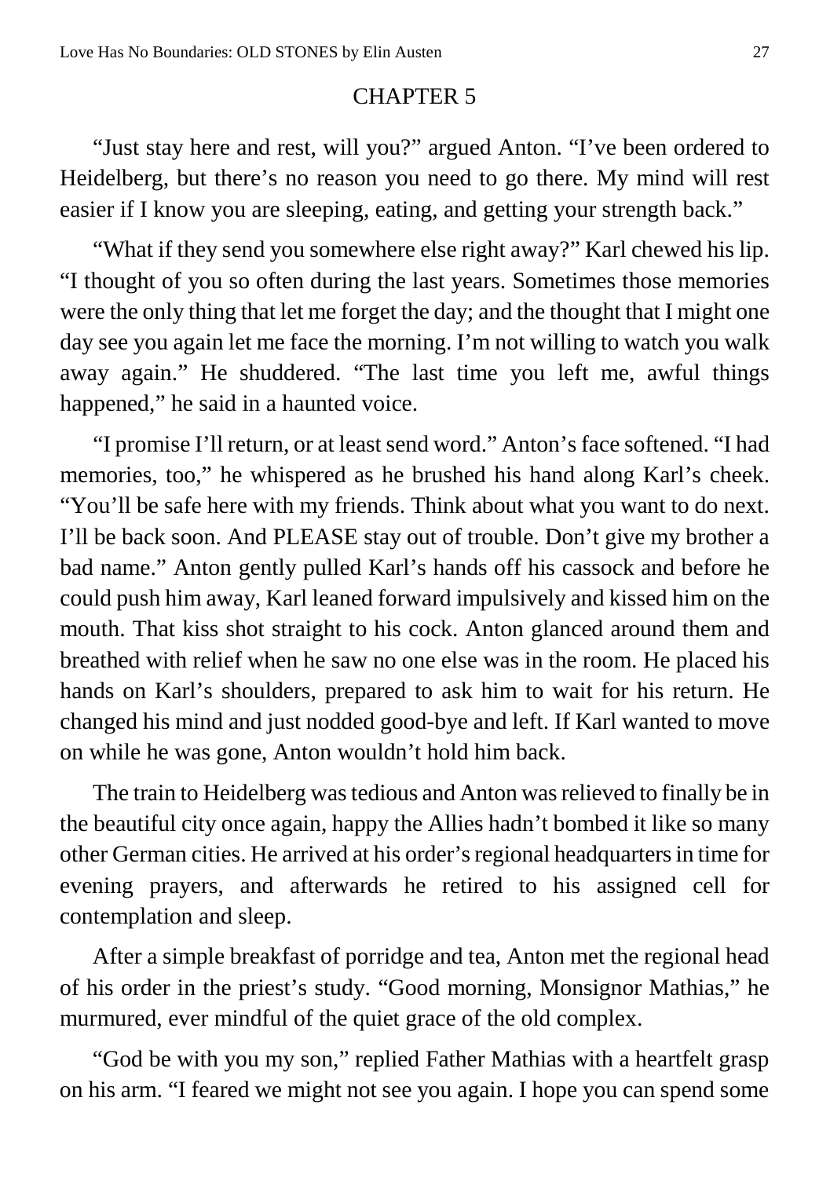## CHAPTER 5

"Just stay here and rest, will you?" argued Anton. "I've been ordered to Heidelberg, but there's no reason you need to go there. My mind will rest easier if I know you are sleeping, eating, and getting your strength back."

"What if they send you somewhere else right away?" Karl chewed his lip. "I thought of you so often during the last years. Sometimes those memories were the only thing that let me forget the day; and the thought that I might one day see you again let me face the morning. I'm not willing to watch you walk away again." He shuddered. "The last time you left me, awful things happened," he said in a haunted voice.

"I promise I'll return, or at least send word." Anton's face softened. "I had memories, too," he whispered as he brushed his hand along Karl's cheek. "You'll be safe here with my friends. Think about what you want to do next. I'll be back soon. And PLEASE stay out of trouble. Don't give my brother a bad name." Anton gently pulled Karl's hands off his cassock and before he could push him away, Karl leaned forward impulsively and kissed him on the mouth. That kiss shot straight to his cock. Anton glanced around them and breathed with relief when he saw no one else was in the room. He placed his hands on Karl's shoulders, prepared to ask him to wait for his return. He changed his mind and just nodded good-bye and left. If Karl wanted to move on while he was gone, Anton wouldn't hold him back.

The train to Heidelberg was tedious and Anton was relieved to finally be in the beautiful city once again, happy the Allies hadn't bombed it like so many other German cities. He arrived at his order's regional headquarters in time for evening prayers, and afterwards he retired to his assigned cell for contemplation and sleep.

After a simple breakfast of porridge and tea, Anton met the regional head of his order in the priest's study. "Good morning, Monsignor Mathias," he murmured, ever mindful of the quiet grace of the old complex.

"God be with you my son," replied Father Mathias with a heartfelt grasp on his arm. "I feared we might not see you again. I hope you can spend some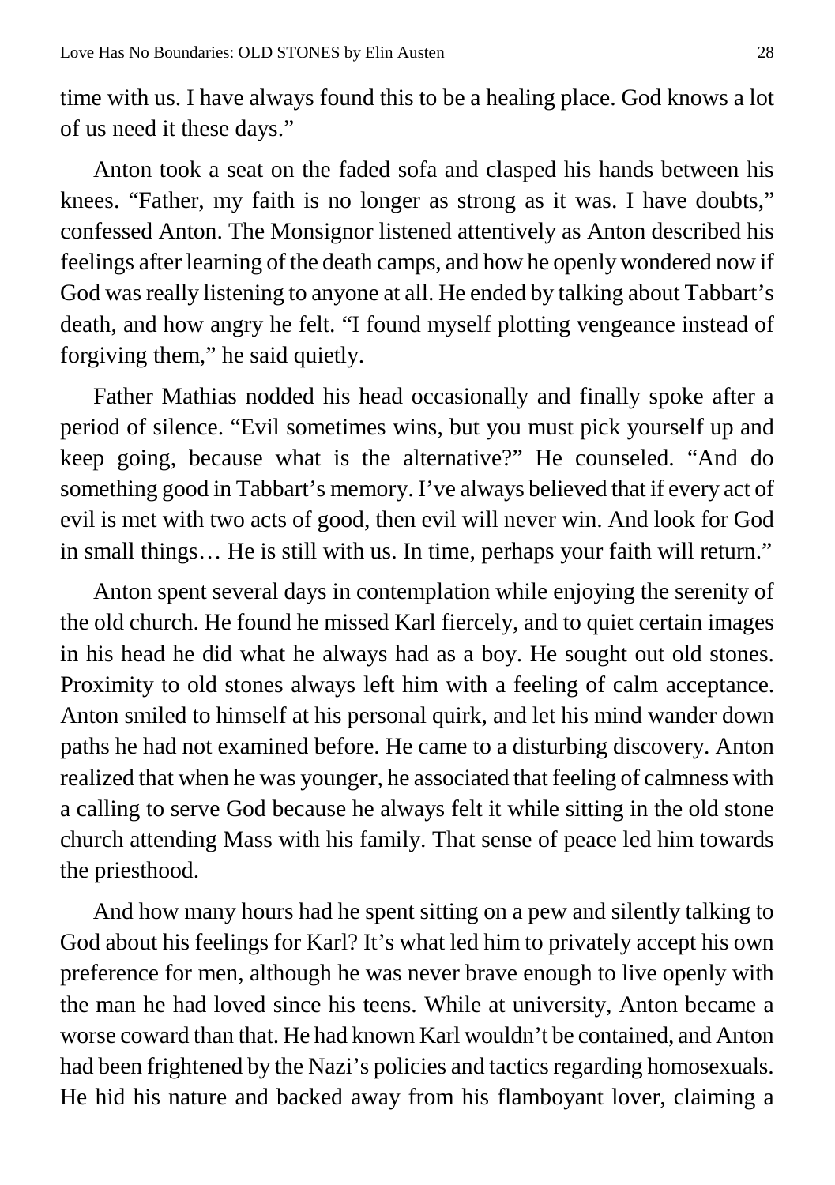time with us. I have always found this to be a healing place. God knows a lot of us need it these days."

Anton took a seat on the faded sofa and clasped his hands between his knees. "Father, my faith is no longer as strong as it was. I have doubts," confessed Anton. The Monsignor listened attentively as Anton described his feelings after learning of the death camps, and how he openly wondered now if God was really listening to anyone at all. He ended by talking about Tabbart's death, and how angry he felt. "I found myself plotting vengeance instead of forgiving them," he said quietly.

Father Mathias nodded his head occasionally and finally spoke after a period of silence. "Evil sometimes wins, but you must pick yourself up and keep going, because what is the alternative?" He counseled. "And do something good in Tabbart's memory. I've always believed that if every act of evil is met with two acts of good, then evil will never win. And look for God in small things… He is still with us. In time, perhaps your faith will return."

Anton spent several days in contemplation while enjoying the serenity of the old church. He found he missed Karl fiercely, and to quiet certain images in his head he did what he always had as a boy. He sought out old stones. Proximity to old stones always left him with a feeling of calm acceptance. Anton smiled to himself at his personal quirk, and let his mind wander down paths he had not examined before. He came to a disturbing discovery. Anton realized that when he was younger, he associated that feeling of calmness with a calling to serve God because he always felt it while sitting in the old stone church attending Mass with his family. That sense of peace led him towards the priesthood.

And how many hours had he spent sitting on a pew and silently talking to God about his feelings for Karl? It's what led him to privately accept his own preference for men, although he was never brave enough to live openly with the man he had loved since his teens. While at university, Anton became a worse coward than that. He had known Karl wouldn't be contained, and Anton had been frightened by the Nazi's policies and tactics regarding homosexuals. He hid his nature and backed away from his flamboyant lover, claiming a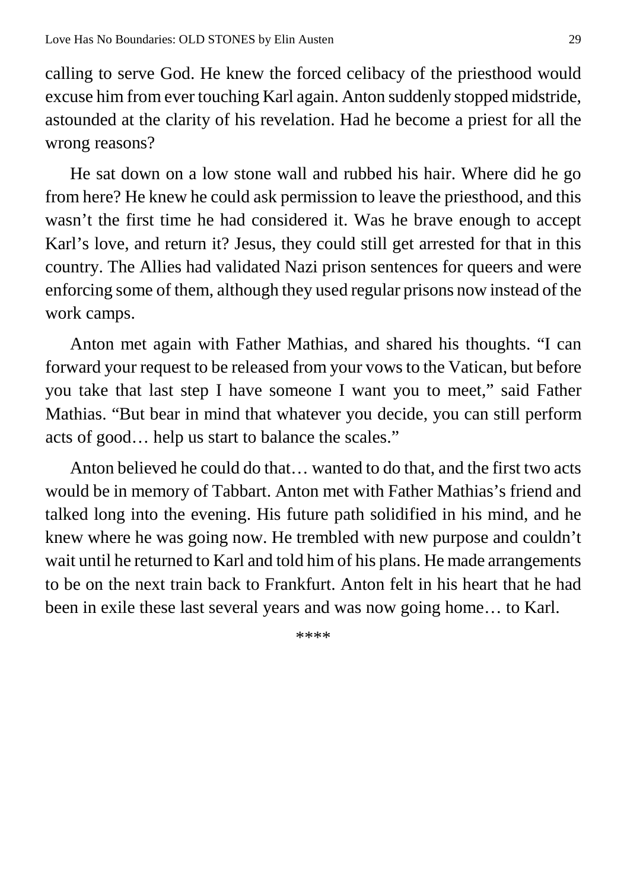calling to serve God. He knew the forced celibacy of the priesthood would excuse him from ever touching Karl again. Anton suddenly stopped midstride, astounded at the clarity of his revelation. Had he become a priest for all the wrong reasons?

He sat down on a low stone wall and rubbed his hair. Where did he go from here? He knew he could ask permission to leave the priesthood, and this wasn't the first time he had considered it. Was he brave enough to accept Karl's love, and return it? Jesus, they could still get arrested for that in this country. The Allies had validated Nazi prison sentences for queers and were enforcing some of them, although they used regular prisons now instead of the work camps.

Anton met again with Father Mathias, and shared his thoughts. "I can forward your request to be released from your vows to the Vatican, but before you take that last step I have someone I want you to meet," said Father Mathias. "But bear in mind that whatever you decide, you can still perform acts of good… help us start to balance the scales."

Anton believed he could do that… wanted to do that, and the first two acts would be in memory of Tabbart. Anton met with Father Mathias's friend and talked long into the evening. His future path solidified in his mind, and he knew where he was going now. He trembled with new purpose and couldn't wait until he returned to Karl and told him of his plans. He made arrangements to be on the next train back to Frankfurt. Anton felt in his heart that he had been in exile these last several years and was now going home… to Karl.

****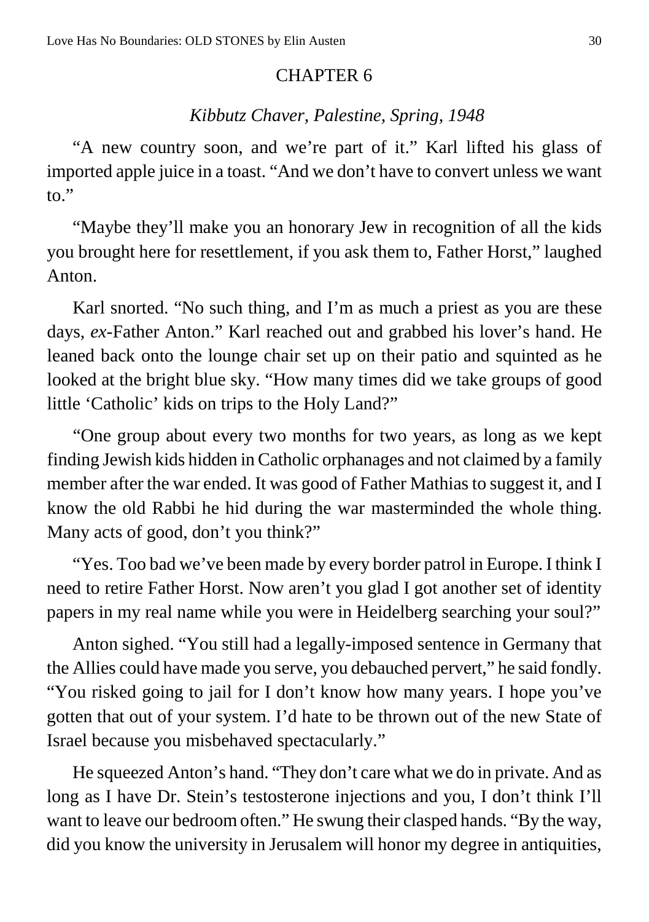## CHAPTER 6

*Kibbutz Chaver, Palestine, Spring, 1948*

"A new country soon, and we're part of it." Karl lifted his glass of imported apple juice in a toast. "And we don't have to convert unless we want to."

"Maybe they'll make you an honorary Jew in recognition of all the kids you brought here for resettlement, if you ask them to, Father Horst," laughed Anton.

Karl snorted. "No such thing, and I'm as much a priest as you are these days, *ex*-Father Anton." Karl reached out and grabbed his lover's hand. He leaned back onto the lounge chair set up on their patio and squinted as he looked at the bright blue sky. "How many times did we take groups of good little 'Catholic' kids on trips to the Holy Land?"

"One group about every two months for two years, as long as we kept finding Jewish kids hidden in Catholic orphanages and not claimed by a family member after the war ended. It was good of Father Mathias to suggest it, and I know the old Rabbi he hid during the war masterminded the whole thing. Many acts of good, don't you think?"

"Yes. Too bad we've been made by every border patrol in Europe. I think I need to retire Father Horst. Now aren't you glad I got another set of identity papers in my real name while you were in Heidelberg searching your soul?"

Anton sighed. "You still had a legally-imposed sentence in Germany that the Allies could have made you serve, you debauched pervert," he said fondly. "You risked going to jail for I don't know how many years. I hope you've gotten that out of your system. I'd hate to be thrown out of the new State of Israel because you misbehaved spectacularly."

He squeezed Anton's hand. "They don't care what we do in private. And as long as I have Dr. Stein's testosterone injections and you, I don't think I'll want to leave our bedroom often." He swung their clasped hands. "By the way, did you know the university in Jerusalem will honor my degree in antiquities,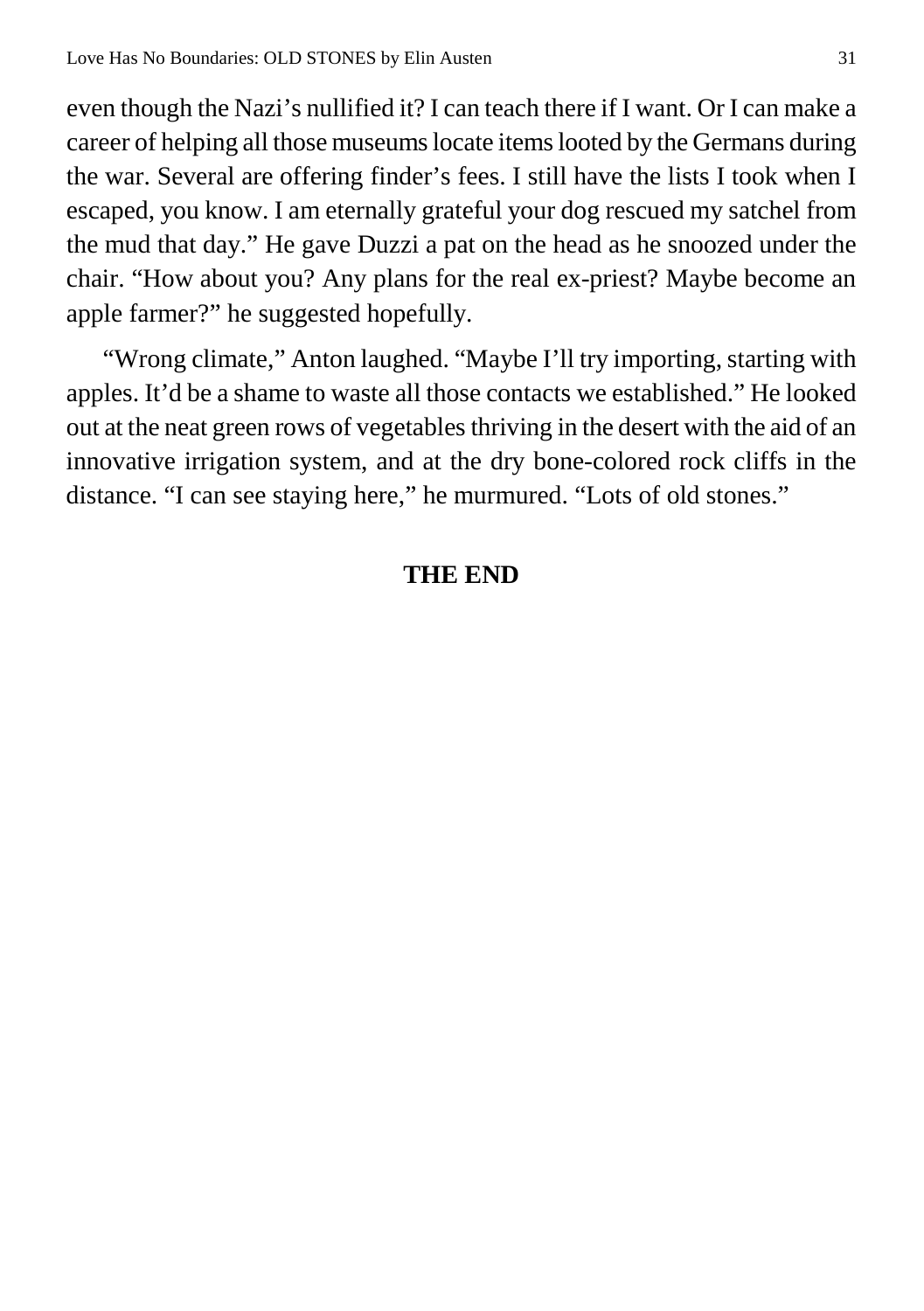even though the Nazi's nullified it? I can teach there if I want. Or I can make a career of helping all those museums locate items looted by the Germans during the war. Several are offering finder's fees. I still have the lists I took when I escaped, you know. I am eternally grateful your dog rescued my satchel from the mud that day." He gave Duzzi a pat on the head as he snoozed under the chair. "How about you? Any plans for the real ex-priest? Maybe become an apple farmer?" he suggested hopefully.

"Wrong climate," Anton laughed. "Maybe I'll try importing, starting with apples. It'd be a shame to waste all those contacts we established." He looked out at the neat green rows of vegetables thriving in the desert with the aid of an innovative irrigation system, and at the dry bone-colored rock cliffs in the distance. "I can see staying here," he murmured. "Lots of old stones."

**THE END**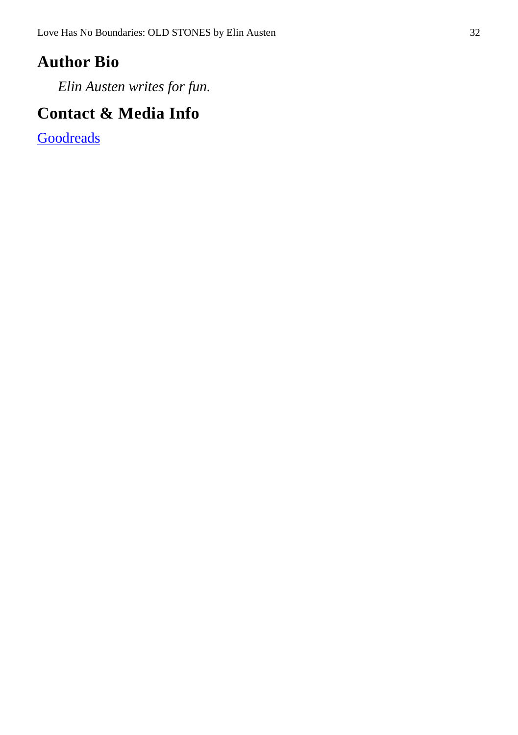## Author Bio

*Elin Austen writes for fun.*

## Contact & Media Info

Goodreads